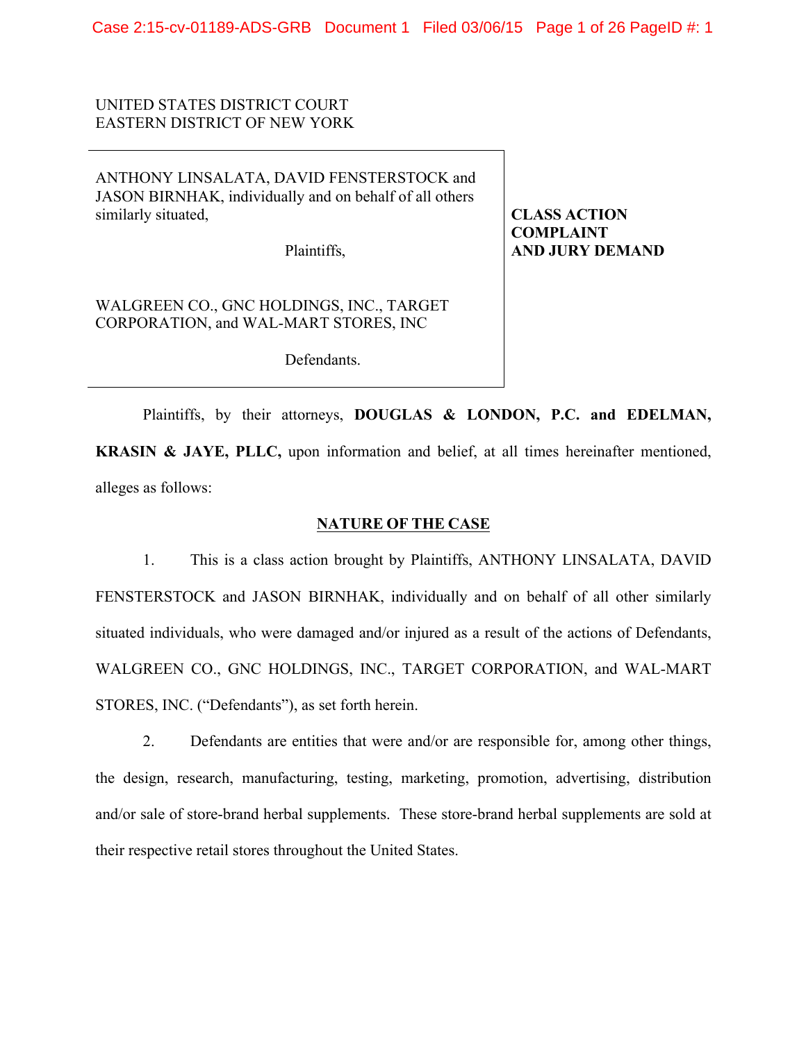UNITED STATES DISTRICT COURT
EASTERN DISTRICT OF NEW YORK

ANTHONY LINSALATA, DAVID FENSTERSTOCK and JASON BIRNHAK, individually and on behalf of all others similarly situated,

Plaintiffs,

WALGREEN CO., GNC HOLDINGS, INC., TARGET CORPORATION, and WAL-MART STORES, INC

Defendants.

**CLASS ACTION COMPLAINT AND JURY DEMAND**

Plaintiffs, by their attorneys, **DOUGLAS & LONDON, P.C. and EDELMAN, KRASIN & JAYE, PLLC,** upon information and belief, at all times hereinafter mentioned, alleges as follows:

## NATURE OF THE CASE

1. This is a class action brought by Plaintiffs, ANTHONY LINSALATA, DAVID FENSTERSTOCK and JASON BIRNHAK, individually and on behalf of all other similarly situated individuals, who were damaged and/or injured as a result of the actions of Defendants, WALGREEN CO., GNC HOLDINGS, INC., TARGET CORPORATION, and WAL-MART STORES, INC. ("Defendants"), as set forth herein.

2. Defendants are entities that were and/or are responsible for, among other things, the design, research, manufacturing, testing, marketing, promotion, advertising, distribution and/or sale of store-brand herbal supplements. These store-brand herbal supplements are sold at their respective retail stores throughout the United States.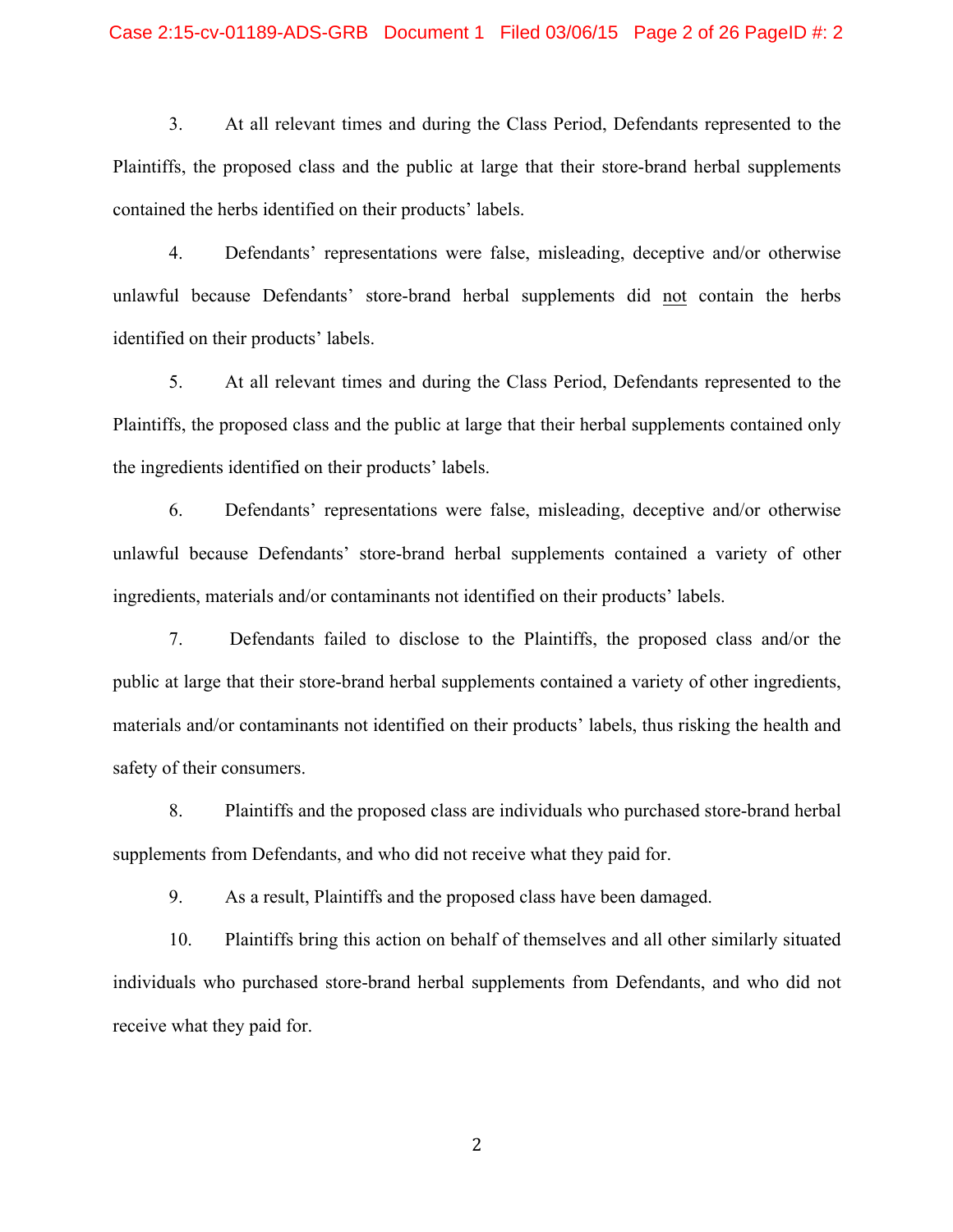3. At all relevant times and during the Class Period, Defendants represented to the Plaintiffs, the proposed class and the public at large that their store-brand herbal supplements contained the herbs identified on their products' labels.

4. Defendants' representations were false, misleading, deceptive and/or otherwise unlawful because Defendants' store-brand herbal supplements did not contain the herbs identified on their products' labels.

5. At all relevant times and during the Class Period, Defendants represented to the Plaintiffs, the proposed class and the public at large that their herbal supplements contained only the ingredients identified on their products' labels.

6. Defendants' representations were false, misleading, deceptive and/or otherwise unlawful because Defendants' store-brand herbal supplements contained a variety of other ingredients, materials and/or contaminants not identified on their products' labels.

7. Defendants failed to disclose to the Plaintiffs, the proposed class and/or the public at large that their store-brand herbal supplements contained a variety of other ingredients, materials and/or contaminants not identified on their products' labels, thus risking the health and safety of their consumers.

8. Plaintiffs and the proposed class are individuals who purchased store-brand herbal supplements from Defendants, and who did not receive what they paid for.

9. As a result, Plaintiffs and the proposed class have been damaged.

10. Plaintiffs bring this action on behalf of themselves and all other similarly situated individuals who purchased store-brand herbal supplements from Defendants, and who did not receive what they paid for.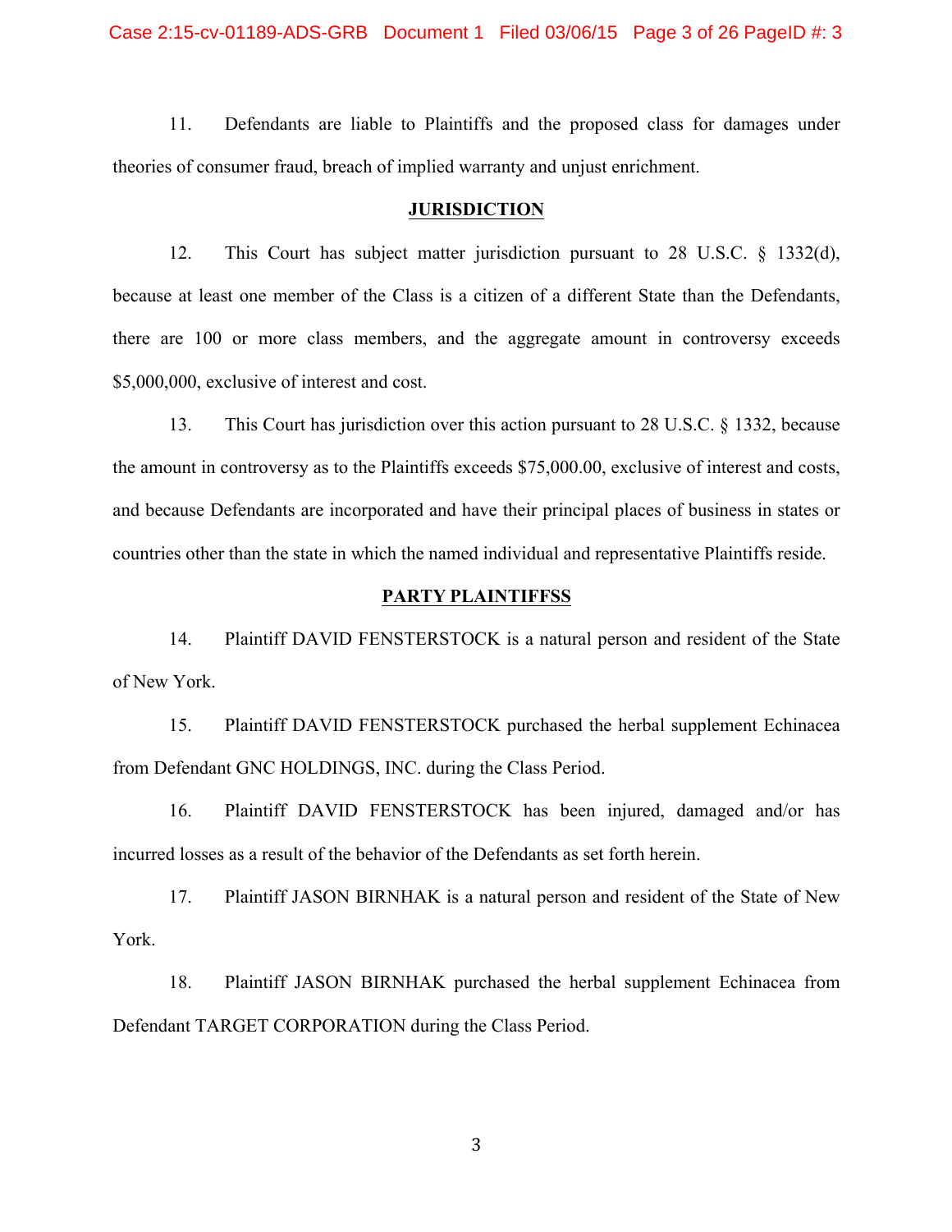11. Defendants are liable to Plaintiffs and the proposed class for damages under theories of consumer fraud, breach of implied warranty and unjust enrichment.

## JURISDICTION

12. This Court has subject matter jurisdiction pursuant to 28 U.S.C. § 1332(d), because at least one member of the Class is a citizen of a different State than the Defendants, there are 100 or more class members, and the aggregate amount in controversy exceeds $5,000,000, exclusive of interest and cost.

13. This Court has jurisdiction over this action pursuant to 28 U.S.C. § 1332, because the amount in controversy as to the Plaintiffs exceeds $75,000.00, exclusive of interest and costs, and because Defendants are incorporated and have their principal places of business in states or countries other than the state in which the named individual and representative Plaintiffs reside.

## PARTY PLAINTIFFSS

14. Plaintiff DAVID FENSTERSTOCK is a natural person and resident of the State of New York.

15. Plaintiff DAVID FENSTERSTOCK purchased the herbal supplement Echinacea from Defendant GNC HOLDINGS, INC. during the Class Period.

16. Plaintiff DAVID FENSTERSTOCK has been injured, damaged and/or has incurred losses as a result of the behavior of the Defendants as set forth herein.

17. Plaintiff JASON BIRNHAK is a natural person and resident of the State of New York.

18. Plaintiff JASON BIRNHAK purchased the herbal supplement Echinacea from Defendant TARGET CORPORATION during the Class Period.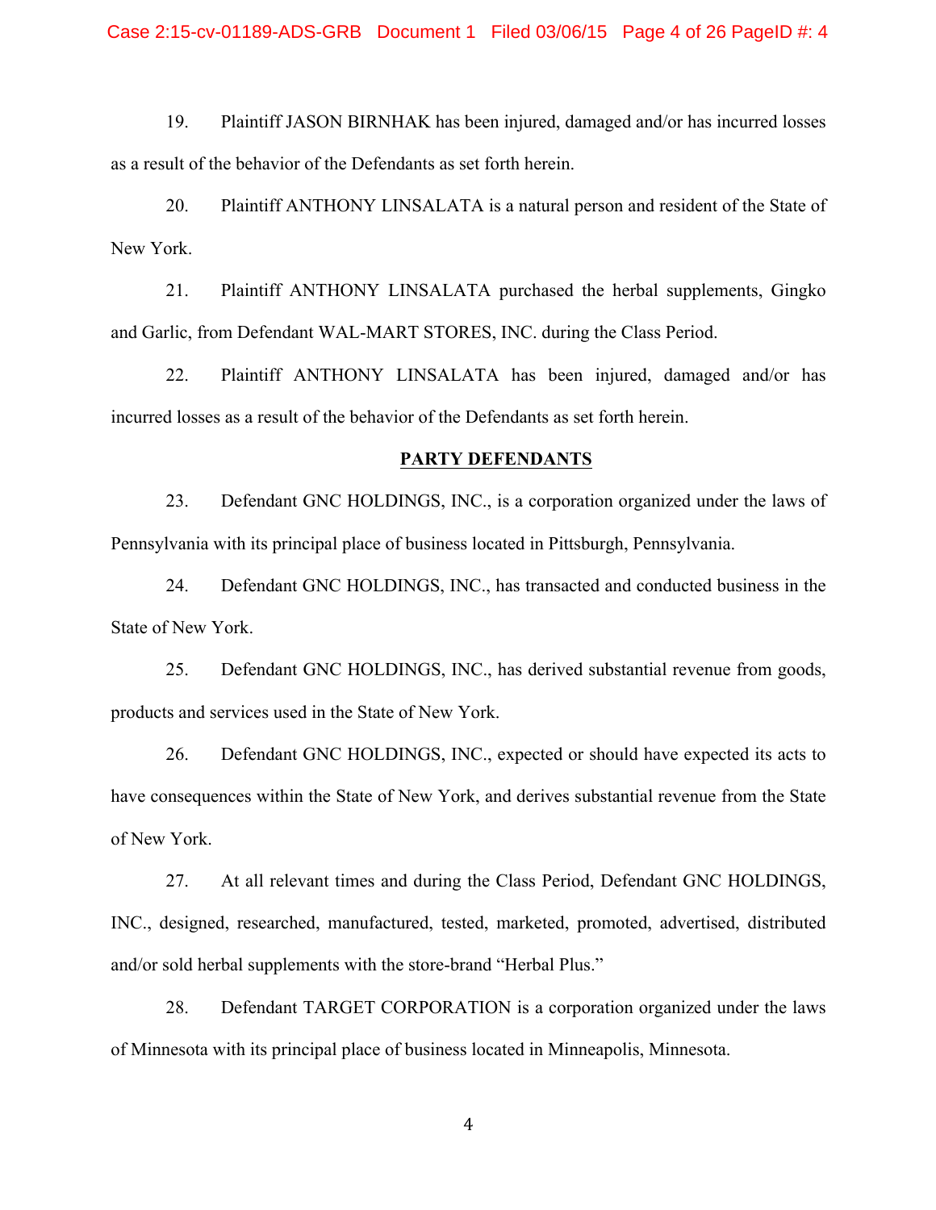19. Plaintiff JASON BIRNHAK has been injured, damaged and/or has incurred losses as a result of the behavior of the Defendants as set forth herein.

20. Plaintiff ANTHONY LINSALATA is a natural person and resident of the State of New York.

21. Plaintiff ANTHONY LINSALATA purchased the herbal supplements, Gingko and Garlic, from Defendant WAL-MART STORES, INC. during the Class Period.

22. Plaintiff ANTHONY LINSALATA has been injured, damaged and/or has incurred losses as a result of the behavior of the Defendants as set forth herein.

## PARTY DEFENDANTS

23. Defendant GNC HOLDINGS, INC., is a corporation organized under the laws of Pennsylvania with its principal place of business located in Pittsburgh, Pennsylvania.

24. Defendant GNC HOLDINGS, INC., has transacted and conducted business in the State of New York.

25. Defendant GNC HOLDINGS, INC., has derived substantial revenue from goods, products and services used in the State of New York.

26. Defendant GNC HOLDINGS, INC., expected or should have expected its acts to have consequences within the State of New York, and derives substantial revenue from the State of New York.

27. At all relevant times and during the Class Period, Defendant GNC HOLDINGS, INC., designed, researched, manufactured, tested, marketed, promoted, advertised, distributed and/or sold herbal supplements with the store-brand "Herbal Plus."

28. Defendant TARGET CORPORATION is a corporation organized under the laws of Minnesota with its principal place of business located in Minneapolis, Minnesota.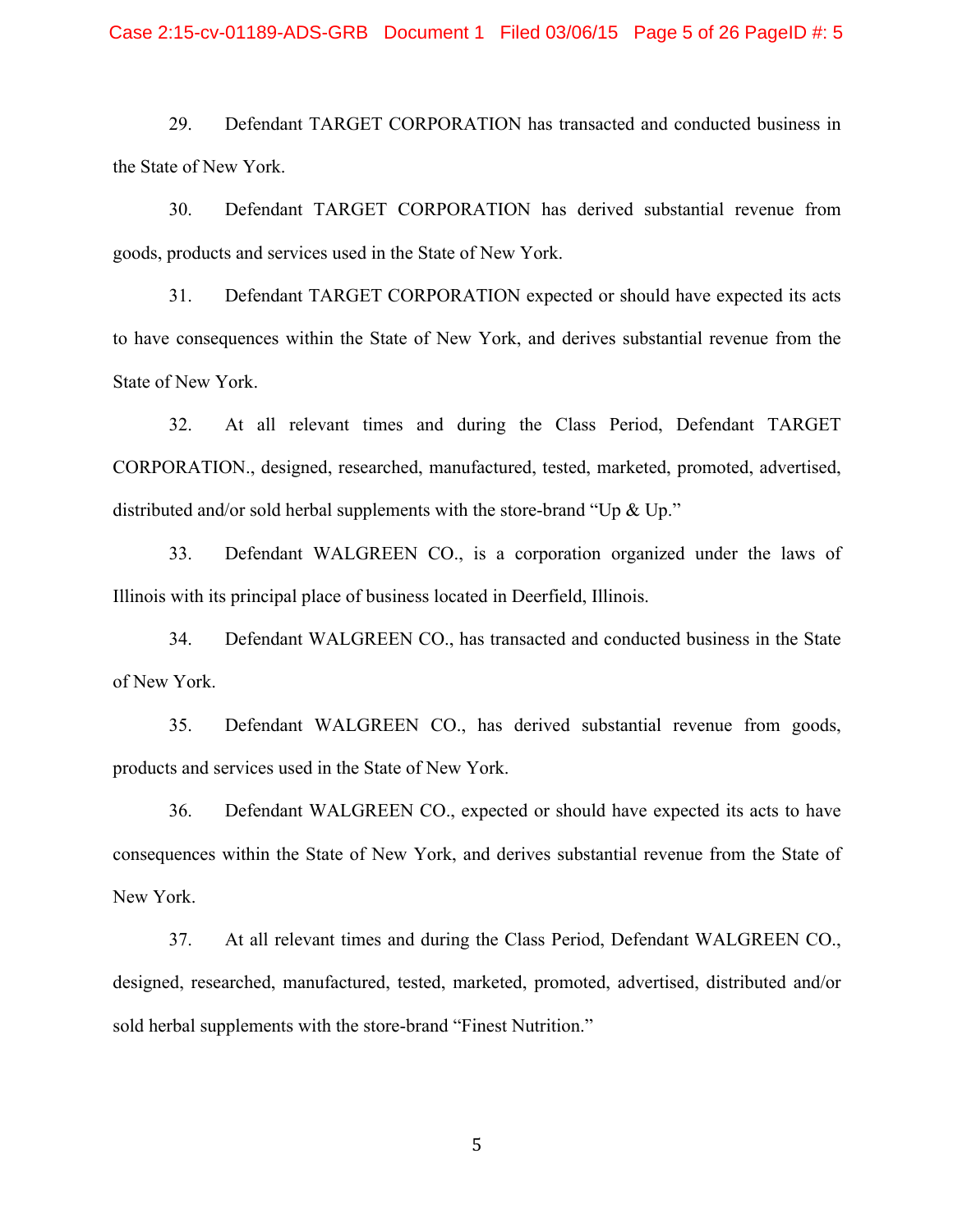29. Defendant TARGET CORPORATION has transacted and conducted business in the State of New York.

30. Defendant TARGET CORPORATION has derived substantial revenue from goods, products and services used in the State of New York.

31. Defendant TARGET CORPORATION expected or should have expected its acts to have consequences within the State of New York, and derives substantial revenue from the State of New York.

32. At all relevant times and during the Class Period, Defendant TARGET CORPORATION., designed, researched, manufactured, tested, marketed, promoted, advertised, distributed and/or sold herbal supplements with the store-brand "Up & Up."

33. Defendant WALGREEN CO., is a corporation organized under the laws of Illinois with its principal place of business located in Deerfield, Illinois.

34. Defendant WALGREEN CO., has transacted and conducted business in the State of New York.

35. Defendant WALGREEN CO., has derived substantial revenue from goods, products and services used in the State of New York.

36. Defendant WALGREEN CO., expected or should have expected its acts to have consequences within the State of New York, and derives substantial revenue from the State of New York.

37. At all relevant times and during the Class Period, Defendant WALGREEN CO., designed, researched, manufactured, tested, marketed, promoted, advertised, distributed and/or sold herbal supplements with the store-brand "Finest Nutrition."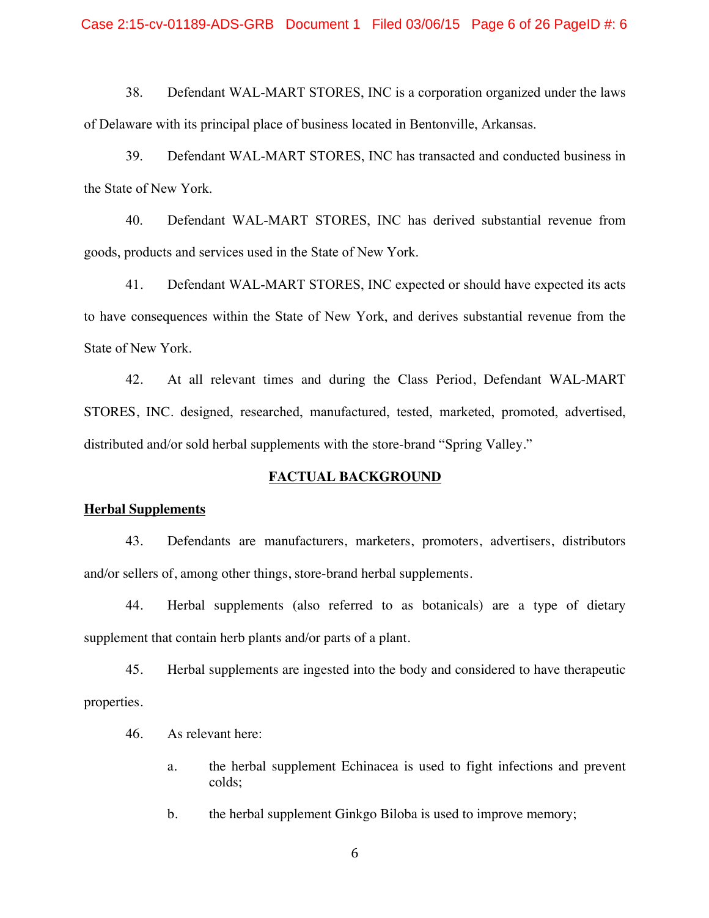38. Defendant WAL-MART STORES, INC is a corporation organized under the laws of Delaware with its principal place of business located in Bentonville, Arkansas.

39. Defendant WAL-MART STORES, INC has transacted and conducted business in the State of New York.

40. Defendant WAL-MART STORES, INC has derived substantial revenue from goods, products and services used in the State of New York.

41. Defendant WAL-MART STORES, INC expected or should have expected its acts to have consequences within the State of New York, and derives substantial revenue from the State of New York.

42. At all relevant times and during the Class Period, Defendant WAL-MART STORES, INC. designed, researched, manufactured, tested, marketed, promoted, advertised, distributed and/or sold herbal supplements with the store-brand "Spring Valley."

## FACTUAL BACKGROUND

### Herbal Supplements

43. Defendants are manufacturers, marketers, promoters, advertisers, distributors and/or sellers of, among other things, store-brand herbal supplements.

44. Herbal supplements (also referred to as botanicals) are a type of dietary supplement that contain herb plants and/or parts of a plant.

45. Herbal supplements are ingested into the body and considered to have therapeutic properties.

46. As relevant here:

a. the herbal supplement Echinacea is used to fight infections and prevent colds;

b. the herbal supplement Ginkgo Biloba is used to improve memory;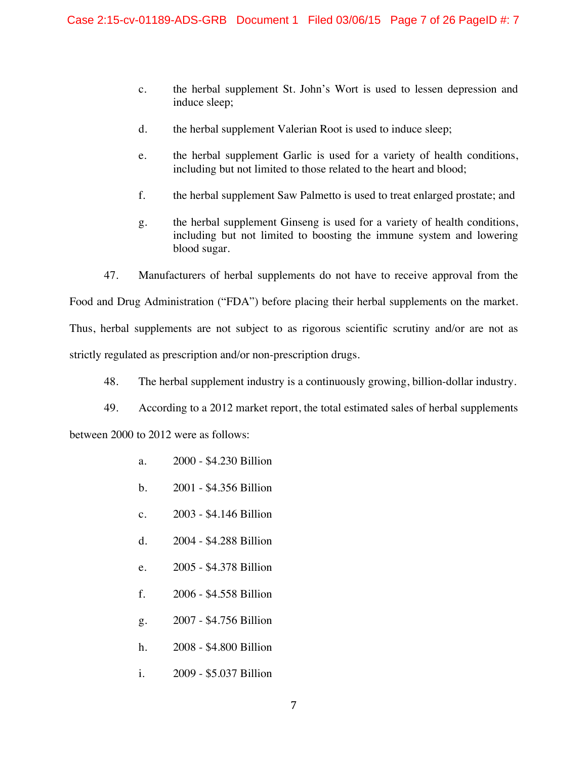c. the herbal supplement St. John's Wort is used to lessen depression and induce sleep;

d. the herbal supplement Valerian Root is used to induce sleep;

e. the herbal supplement Garlic is used for a variety of health conditions, including but not limited to those related to the heart and blood;

f. the herbal supplement Saw Palmetto is used to treat enlarged prostate; and

g. the herbal supplement Ginseng is used for a variety of health conditions, including but not limited to boosting the immune system and lowering blood sugar.

47. Manufacturers of herbal supplements do not have to receive approval from the Food and Drug Administration ("FDA") before placing their herbal supplements on the market. Thus, herbal supplements are not subject to as rigorous scientific scrutiny and/or are not as strictly regulated as prescription and/or non-prescription drugs.

48. The herbal supplement industry is a continuously growing, billion-dollar industry.

49. According to a 2012 market report, the total estimated sales of herbal supplements between 2000 to 2012 were as follows:

a. 2000 - $4.230 Billion

b. 2001 - $4.356 Billion

c. 2003 - $4.146 Billion

d. 2004 - $4.288 Billion

e. 2005 - $4.378 Billion

f. 2006 - $4.558 Billion

g. 2007 - $4.756 Billion

h. 2008 - $4.800 Billion

i. 2009 - $5.037 Billion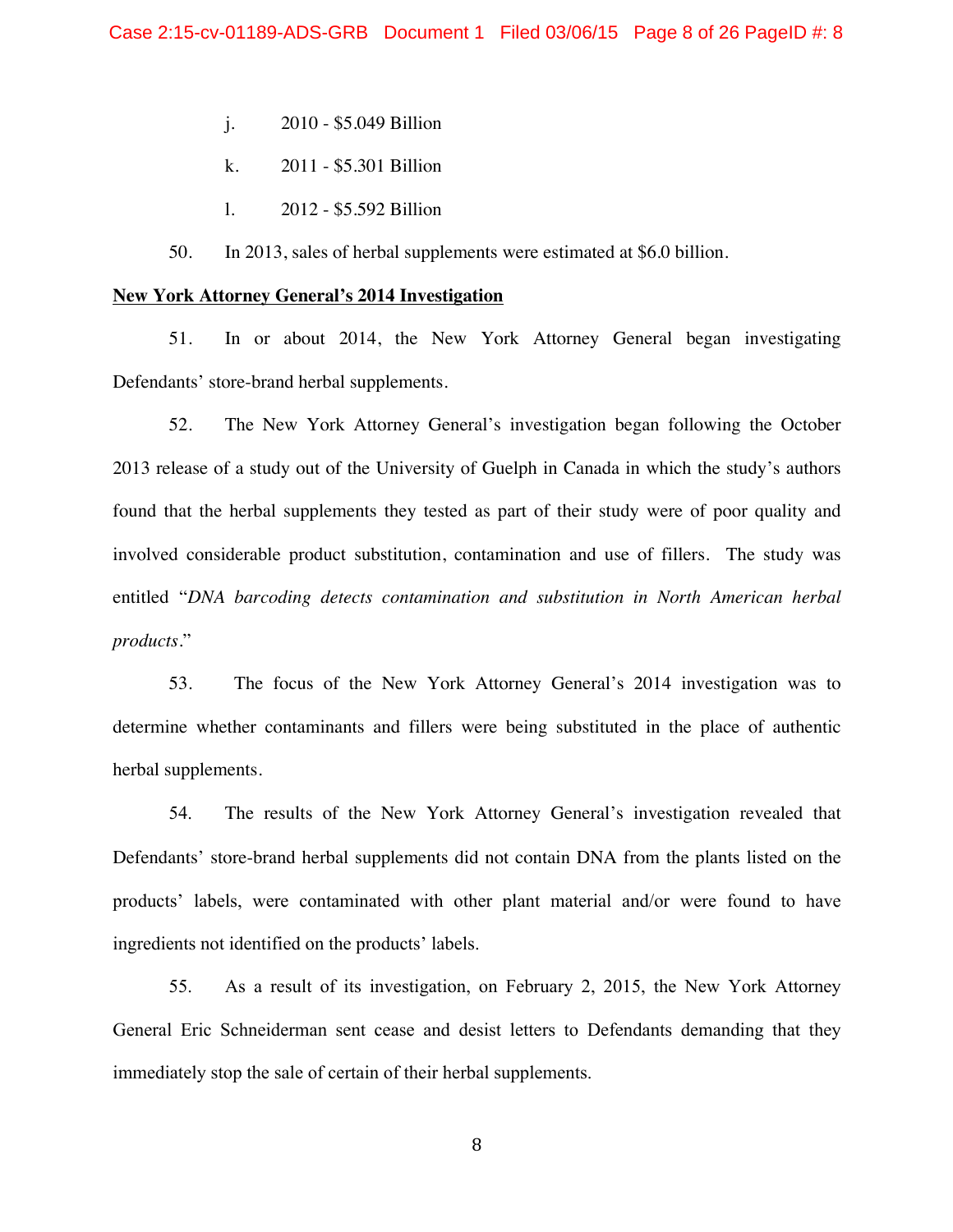j. 2010 - $5.049 Billion

k. 2011 - $5.301 Billion

l. 2012 - $5.592 Billion

50. In 2013, sales of herbal supplements were estimated at $6.0 billion.

**New York Attorney General's 2014 Investigation**

51. In or about 2014, the New York Attorney General began investigating Defendants' store-brand herbal supplements.

52. The New York Attorney General's investigation began following the October 2013 release of a study out of the University of Guelph in Canada in which the study's authors found that the herbal supplements they tested as part of their study were of poor quality and involved considerable product substitution, contamination and use of fillers. The study was entitled "*DNA barcoding detects contamination and substitution in North American herbal products*."

53. The focus of the New York Attorney General's 2014 investigation was to determine whether contaminants and fillers were being substituted in the place of authentic herbal supplements.

54. The results of the New York Attorney General's investigation revealed that Defendants' store-brand herbal supplements did not contain DNA from the plants listed on the products' labels, were contaminated with other plant material and/or were found to have ingredients not identified on the products' labels.

55. As a result of its investigation, on February 2, 2015, the New York Attorney General Eric Schneiderman sent cease and desist letters to Defendants demanding that they immediately stop the sale of certain of their herbal supplements.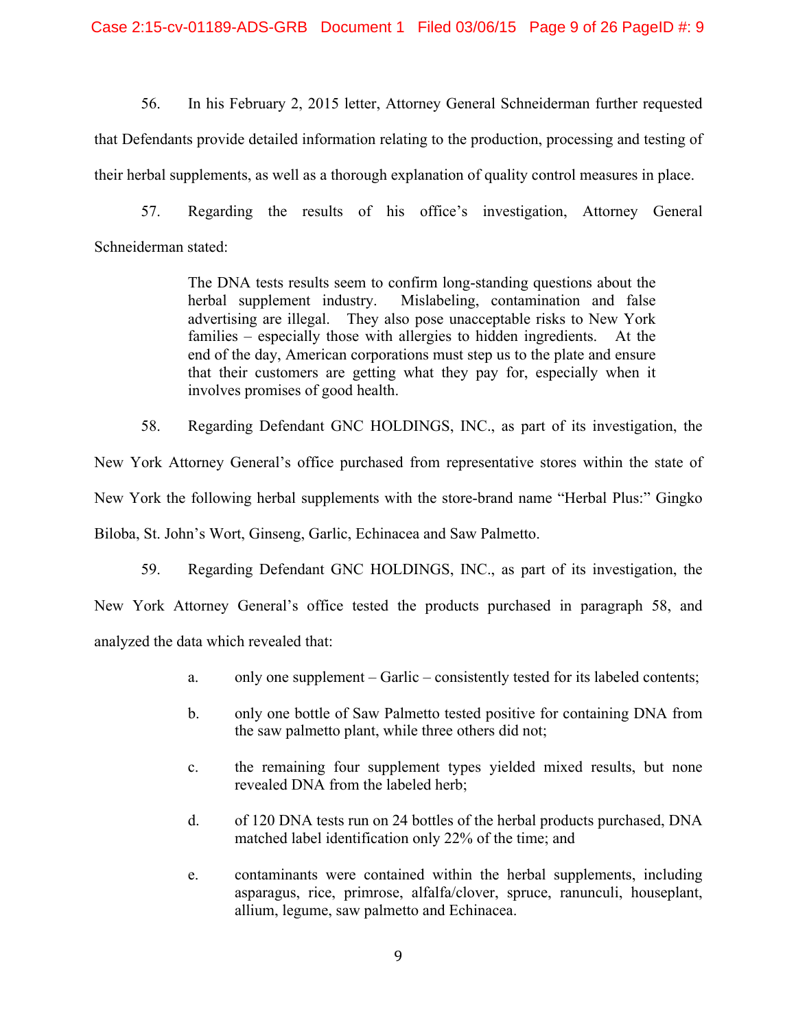56. In his February 2, 2015 letter, Attorney General Schneiderman further requested that Defendants provide detailed information relating to the production, processing and testing of their herbal supplements, as well as a thorough explanation of quality control measures in place.

57. Regarding the results of his office's investigation, Attorney General Schneiderman stated:

> The DNA tests results seem to confirm long-standing questions about the herbal supplement industry. Mislabeling, contamination and false advertising are illegal. They also pose unacceptable risks to New York families – especially those with allergies to hidden ingredients. At the end of the day, American corporations must step us to the plate and ensure that their customers are getting what they pay for, especially when it involves promises of good health.

58. Regarding Defendant GNC HOLDINGS, INC., as part of its investigation, the New York Attorney General's office purchased from representative stores within the state of New York the following herbal supplements with the store-brand name "Herbal Plus:" Gingko Biloba, St. John's Wort, Ginseng, Garlic, Echinacea and Saw Palmetto.

59. Regarding Defendant GNC HOLDINGS, INC., as part of its investigation, the New York Attorney General's office tested the products purchased in paragraph 58, and analyzed the data which revealed that:

a. only one supplement – Garlic – consistently tested for its labeled contents;

b. only one bottle of Saw Palmetto tested positive for containing DNA from the saw palmetto plant, while three others did not;

c. the remaining four supplement types yielded mixed results, but none revealed DNA from the labeled herb;

d. of 120 DNA tests run on 24 bottles of the herbal products purchased, DNA matched label identification only 22% of the time; and

e. contaminants were contained within the herbal supplements, including asparagus, rice, primrose, alfalfa/clover, spruce, ranunculi, houseplant, allium, legume, saw palmetto and Echinacea.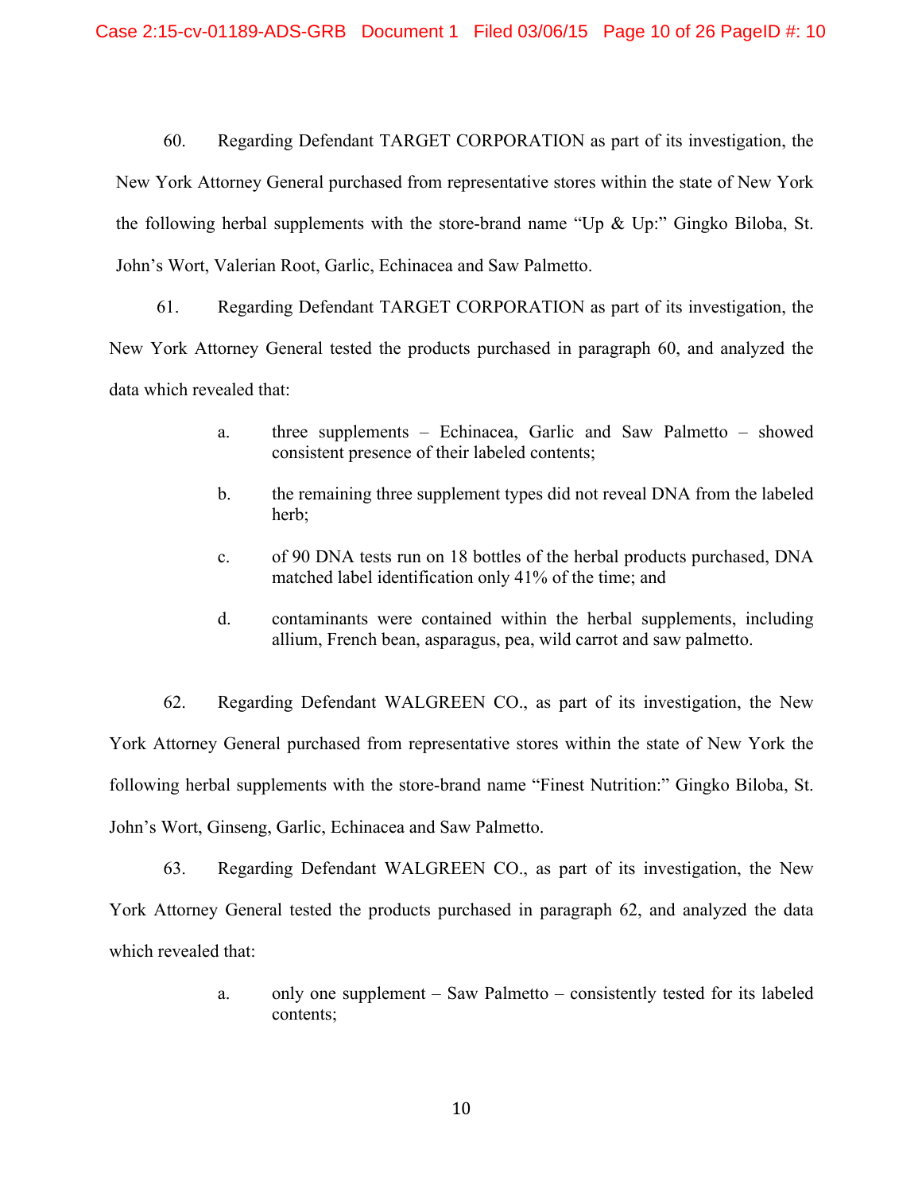60. Regarding Defendant TARGET CORPORATION as part of its investigation, the New York Attorney General purchased from representative stores within the state of New York the following herbal supplements with the store-brand name "Up & Up:" Gingko Biloba, St. John's Wort, Valerian Root, Garlic, Echinacea and Saw Palmetto.

61. Regarding Defendant TARGET CORPORATION as part of its investigation, the New York Attorney General tested the products purchased in paragraph 60, and analyzed the data which revealed that:

a. three supplements – Echinacea, Garlic and Saw Palmetto – showed consistent presence of their labeled contents;

b. the remaining three supplement types did not reveal DNA from the labeled herb;

c. of 90 DNA tests run on 18 bottles of the herbal products purchased, DNA matched label identification only 41% of the time; and

d. contaminants were contained within the herbal supplements, including allium, French bean, asparagus, pea, wild carrot and saw palmetto.

62. Regarding Defendant WALGREEN CO., as part of its investigation, the New York Attorney General purchased from representative stores within the state of New York the following herbal supplements with the store-brand name "Finest Nutrition:" Gingko Biloba, St. John's Wort, Ginseng, Garlic, Echinacea and Saw Palmetto.

63. Regarding Defendant WALGREEN CO., as part of its investigation, the New York Attorney General tested the products purchased in paragraph 62, and analyzed the data which revealed that:

a. only one supplement – Saw Palmetto – consistently tested for its labeled contents;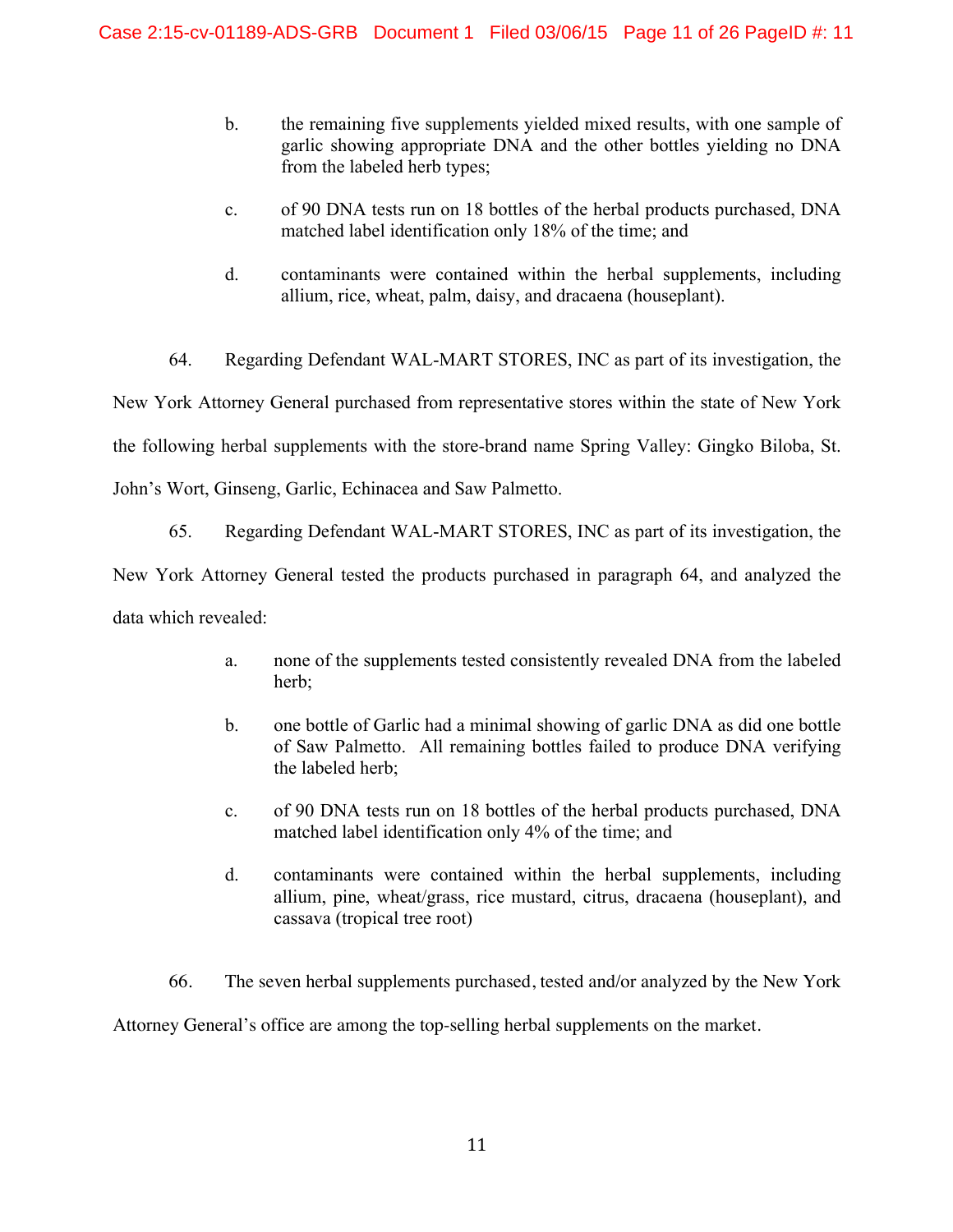b. the remaining five supplements yielded mixed results, with one sample of garlic showing appropriate DNA and the other bottles yielding no DNA from the labeled herb types;

c. of 90 DNA tests run on 18 bottles of the herbal products purchased, DNA matched label identification only 18% of the time; and

d. contaminants were contained within the herbal supplements, including allium, rice, wheat, palm, daisy, and dracaena (houseplant).

64. Regarding Defendant WAL-MART STORES, INC as part of its investigation, the New York Attorney General purchased from representative stores within the state of New York the following herbal supplements with the store-brand name Spring Valley: Gingko Biloba, St. John's Wort, Ginseng, Garlic, Echinacea and Saw Palmetto.

65. Regarding Defendant WAL-MART STORES, INC as part of its investigation, the New York Attorney General tested the products purchased in paragraph 64, and analyzed the data which revealed:

a. none of the supplements tested consistently revealed DNA from the labeled herb;

b. one bottle of Garlic had a minimal showing of garlic DNA as did one bottle of Saw Palmetto. All remaining bottles failed to produce DNA verifying the labeled herb;

c. of 90 DNA tests run on 18 bottles of the herbal products purchased, DNA matched label identification only 4% of the time; and

d. contaminants were contained within the herbal supplements, including allium, pine, wheat/grass, rice mustard, citrus, dracaena (houseplant), and cassava (tropical tree root)

66. The seven herbal supplements purchased, tested and/or analyzed by the New York Attorney General's office are among the top-selling herbal supplements on the market.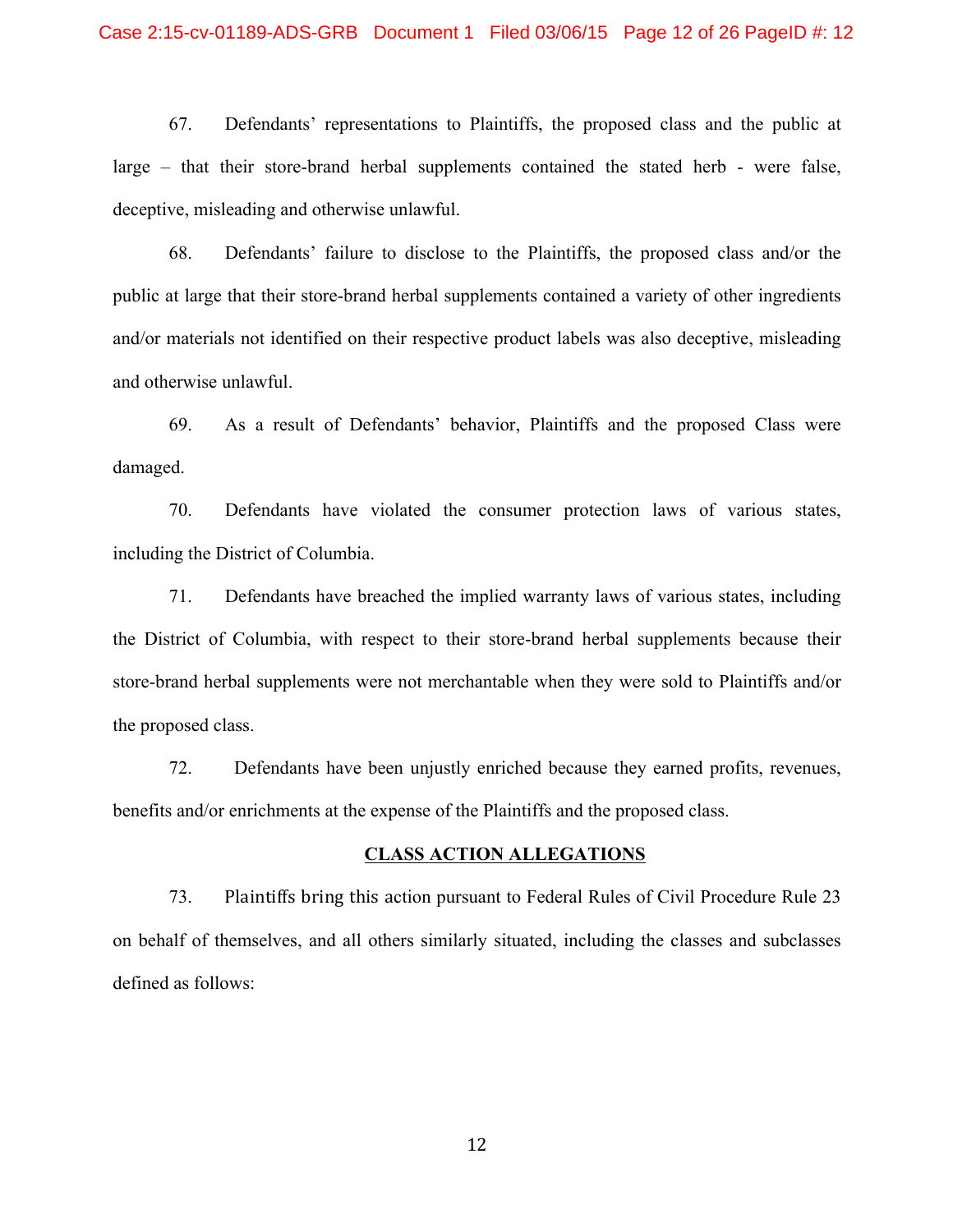67. Defendants' representations to Plaintiffs, the proposed class and the public at large – that their store-brand herbal supplements contained the stated herb - were false, deceptive, misleading and otherwise unlawful.

68. Defendants' failure to disclose to the Plaintiffs, the proposed class and/or the public at large that their store-brand herbal supplements contained a variety of other ingredients and/or materials not identified on their respective product labels was also deceptive, misleading and otherwise unlawful.

69. As a result of Defendants' behavior, Plaintiffs and the proposed Class were damaged.

70. Defendants have violated the consumer protection laws of various states, including the District of Columbia.

71. Defendants have breached the implied warranty laws of various states, including the District of Columbia, with respect to their store-brand herbal supplements because their store-brand herbal supplements were not merchantable when they were sold to Plaintiffs and/or the proposed class.

72. Defendants have been unjustly enriched because they earned profits, revenues, benefits and/or enrichments at the expense of the Plaintiffs and the proposed class.

## CLASS ACTION ALLEGATIONS

73. Plaintiffs bring this action pursuant to Federal Rules of Civil Procedure Rule 23 on behalf of themselves, and all others similarly situated, including the classes and subclasses defined as follows: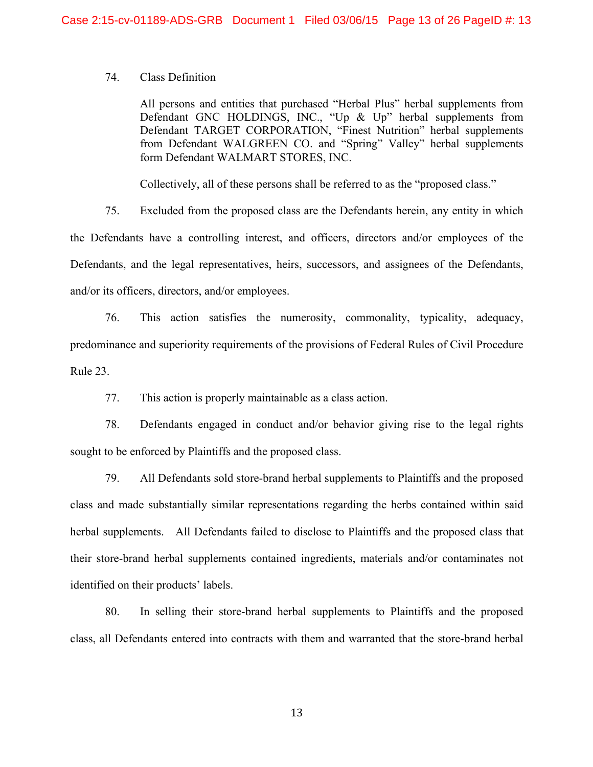74. Class Definition

> All persons and entities that purchased "Herbal Plus" herbal supplements from Defendant GNC HOLDINGS, INC., "Up & Up" herbal supplements from Defendant TARGET CORPORATION, "Finest Nutrition" herbal supplements from Defendant WALGREEN CO. and "Spring" Valley" herbal supplements form Defendant WALMART STORES, INC.
>
> Collectively, all of these persons shall be referred to as the "proposed class."

75. Excluded from the proposed class are the Defendants herein, any entity in which the Defendants have a controlling interest, and officers, directors and/or employees of the Defendants, and the legal representatives, heirs, successors, and assignees of the Defendants, and/or its officers, directors, and/or employees.

76. This action satisfies the numerosity, commonality, typicality, adequacy, predominance and superiority requirements of the provisions of Federal Rules of Civil Procedure Rule 23.

77. This action is properly maintainable as a class action.

78. Defendants engaged in conduct and/or behavior giving rise to the legal rights sought to be enforced by Plaintiffs and the proposed class.

79. All Defendants sold store-brand herbal supplements to Plaintiffs and the proposed class and made substantially similar representations regarding the herbs contained within said herbal supplements. All Defendants failed to disclose to Plaintiffs and the proposed class that their store-brand herbal supplements contained ingredients, materials and/or contaminates not identified on their products' labels.

80. In selling their store-brand herbal supplements to Plaintiffs and the proposed class, all Defendants entered into contracts with them and warranted that the store-brand herbal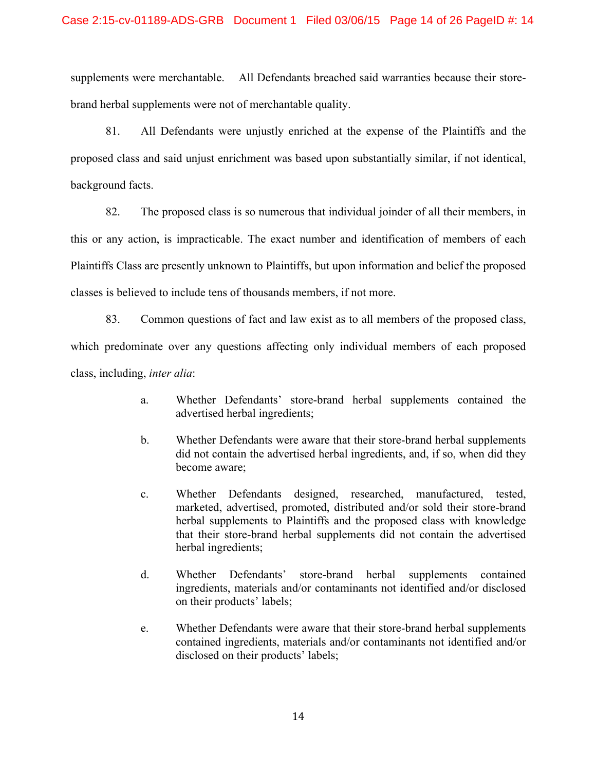supplements were merchantable. All Defendants breached said warranties because their store-brand herbal supplements were not of merchantable quality.

81. All Defendants were unjustly enriched at the expense of the Plaintiffs and the proposed class and said unjust enrichment was based upon substantially similar, if not identical, background facts.

82. The proposed class is so numerous that individual joinder of all their members, in this or any action, is impracticable. The exact number and identification of members of each Plaintiffs Class are presently unknown to Plaintiffs, but upon information and belief the proposed classes is believed to include tens of thousands members, if not more.

83. Common questions of fact and law exist as to all members of the proposed class, which predominate over any questions affecting only individual members of each proposed class, including, *inter alia*:

a. Whether Defendants' store-brand herbal supplements contained the advertised herbal ingredients;

b. Whether Defendants were aware that their store-brand herbal supplements did not contain the advertised herbal ingredients, and, if so, when did they become aware;

c. Whether Defendants designed, researched, manufactured, tested, marketed, advertised, promoted, distributed and/or sold their store-brand herbal supplements to Plaintiffs and the proposed class with knowledge that their store-brand herbal supplements did not contain the advertised herbal ingredients;

d. Whether Defendants' store-brand herbal supplements contained ingredients, materials and/or contaminants not identified and/or disclosed on their products' labels;

e. Whether Defendants were aware that their store-brand herbal supplements contained ingredients, materials and/or contaminants not identified and/or disclosed on their products' labels;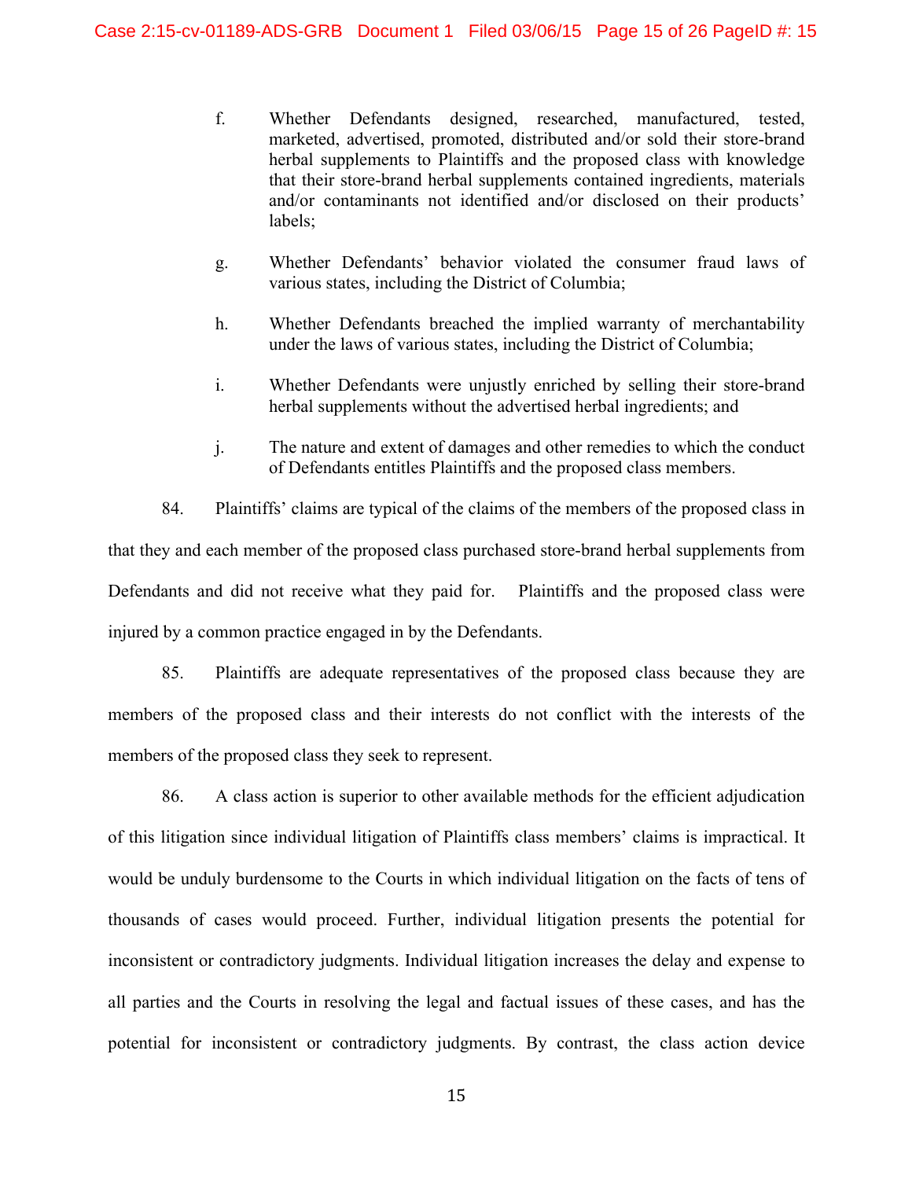f. Whether Defendants designed, researched, manufactured, tested, marketed, advertised, promoted, distributed and/or sold their store-brand herbal supplements to Plaintiffs and the proposed class with knowledge that their store-brand herbal supplements contained ingredients, materials and/or contaminants not identified and/or disclosed on their products' labels;

g. Whether Defendants' behavior violated the consumer fraud laws of various states, including the District of Columbia;

h. Whether Defendants breached the implied warranty of merchantability under the laws of various states, including the District of Columbia;

i. Whether Defendants were unjustly enriched by selling their store-brand herbal supplements without the advertised herbal ingredients; and

j. The nature and extent of damages and other remedies to which the conduct of Defendants entitles Plaintiffs and the proposed class members.

84. Plaintiffs' claims are typical of the claims of the members of the proposed class in that they and each member of the proposed class purchased store-brand herbal supplements from Defendants and did not receive what they paid for. Plaintiffs and the proposed class were injured by a common practice engaged in by the Defendants.

85. Plaintiffs are adequate representatives of the proposed class because they are members of the proposed class and their interests do not conflict with the interests of the members of the proposed class they seek to represent.

86. A class action is superior to other available methods for the efficient adjudication of this litigation since individual litigation of Plaintiffs class members' claims is impractical. It would be unduly burdensome to the Courts in which individual litigation on the facts of tens of thousands of cases would proceed. Further, individual litigation presents the potential for inconsistent or contradictory judgments. Individual litigation increases the delay and expense to all parties and the Courts in resolving the legal and factual issues of these cases, and has the potential for inconsistent or contradictory judgments. By contrast, the class action device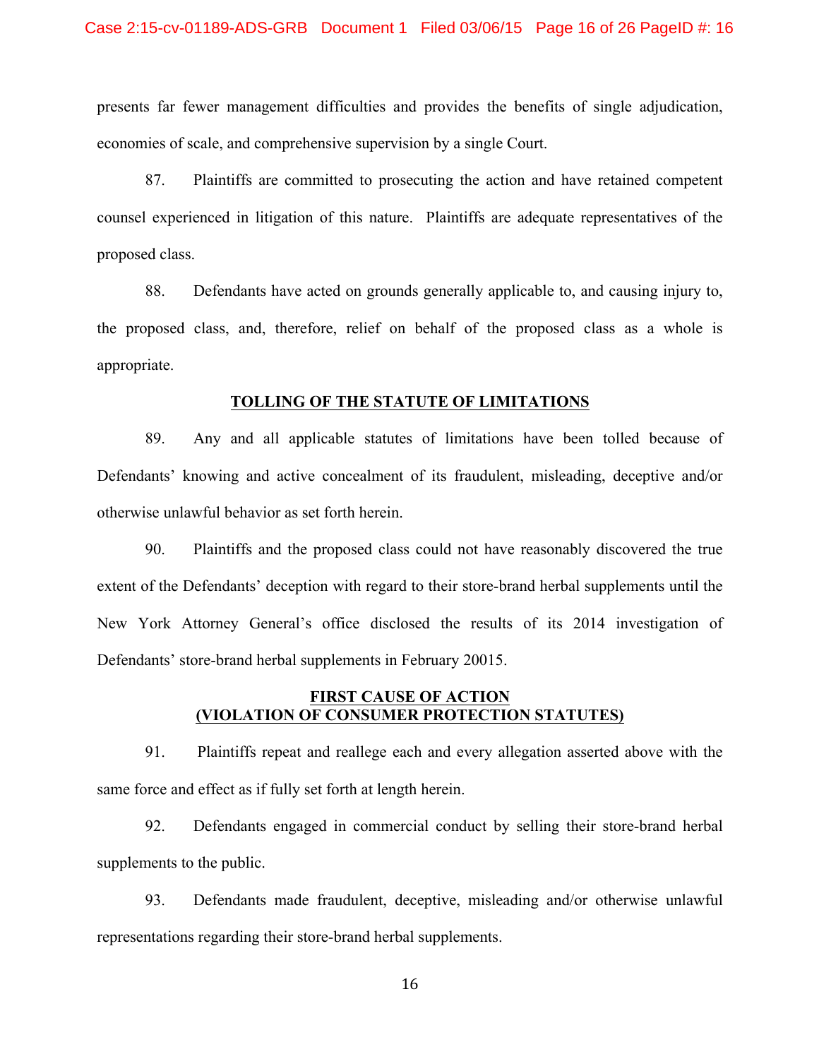presents far fewer management difficulties and provides the benefits of single adjudication, economies of scale, and comprehensive supervision by a single Court.

87. Plaintiffs are committed to prosecuting the action and have retained competent counsel experienced in litigation of this nature. Plaintiffs are adequate representatives of the proposed class.

88. Defendants have acted on grounds generally applicable to, and causing injury to, the proposed class, and, therefore, relief on behalf of the proposed class as a whole is appropriate.

**TOLLING OF THE STATUTE OF LIMITATIONS**

89. Any and all applicable statutes of limitations have been tolled because of Defendants' knowing and active concealment of its fraudulent, misleading, deceptive and/or otherwise unlawful behavior as set forth herein.

90. Plaintiffs and the proposed class could not have reasonably discovered the true extent of the Defendants' deception with regard to their store-brand herbal supplements until the New York Attorney General's office disclosed the results of its 2014 investigation of Defendants' store-brand herbal supplements in February 20015.

**FIRST CAUSE OF ACTION**
**(VIOLATION OF CONSUMER PROTECTION STATUTES)**

91. Plaintiffs repeat and reallege each and every allegation asserted above with the same force and effect as if fully set forth at length herein.

92. Defendants engaged in commercial conduct by selling their store-brand herbal supplements to the public.

93. Defendants made fraudulent, deceptive, misleading and/or otherwise unlawful representations regarding their store-brand herbal supplements.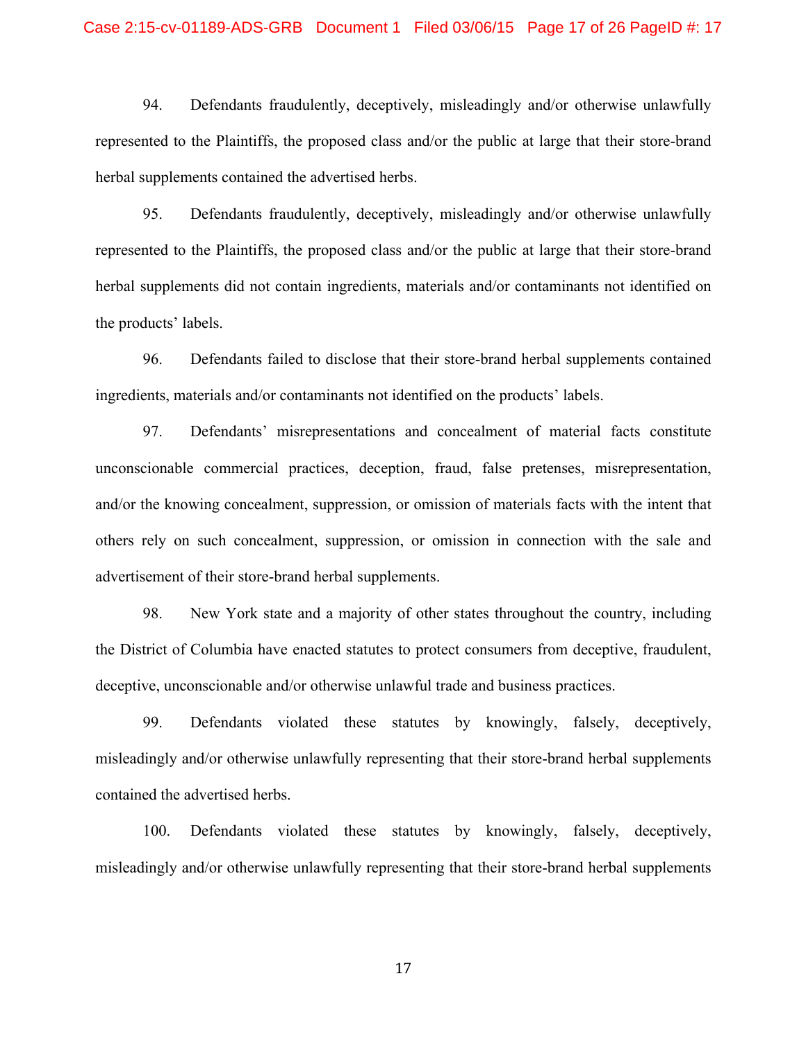94. Defendants fraudulently, deceptively, misleadingly and/or otherwise unlawfully represented to the Plaintiffs, the proposed class and/or the public at large that their store-brand herbal supplements contained the advertised herbs.

95. Defendants fraudulently, deceptively, misleadingly and/or otherwise unlawfully represented to the Plaintiffs, the proposed class and/or the public at large that their store-brand herbal supplements did not contain ingredients, materials and/or contaminants not identified on the products' labels.

96. Defendants failed to disclose that their store-brand herbal supplements contained ingredients, materials and/or contaminants not identified on the products' labels.

97. Defendants' misrepresentations and concealment of material facts constitute unconscionable commercial practices, deception, fraud, false pretenses, misrepresentation, and/or the knowing concealment, suppression, or omission of materials facts with the intent that others rely on such concealment, suppression, or omission in connection with the sale and advertisement of their store-brand herbal supplements.

98. New York state and a majority of other states throughout the country, including the District of Columbia have enacted statutes to protect consumers from deceptive, fraudulent, deceptive, unconscionable and/or otherwise unlawful trade and business practices.

99. Defendants violated these statutes by knowingly, falsely, deceptively, misleadingly and/or otherwise unlawfully representing that their store-brand herbal supplements contained the advertised herbs.

100. Defendants violated these statutes by knowingly, falsely, deceptively, misleadingly and/or otherwise unlawfully representing that their store-brand herbal supplements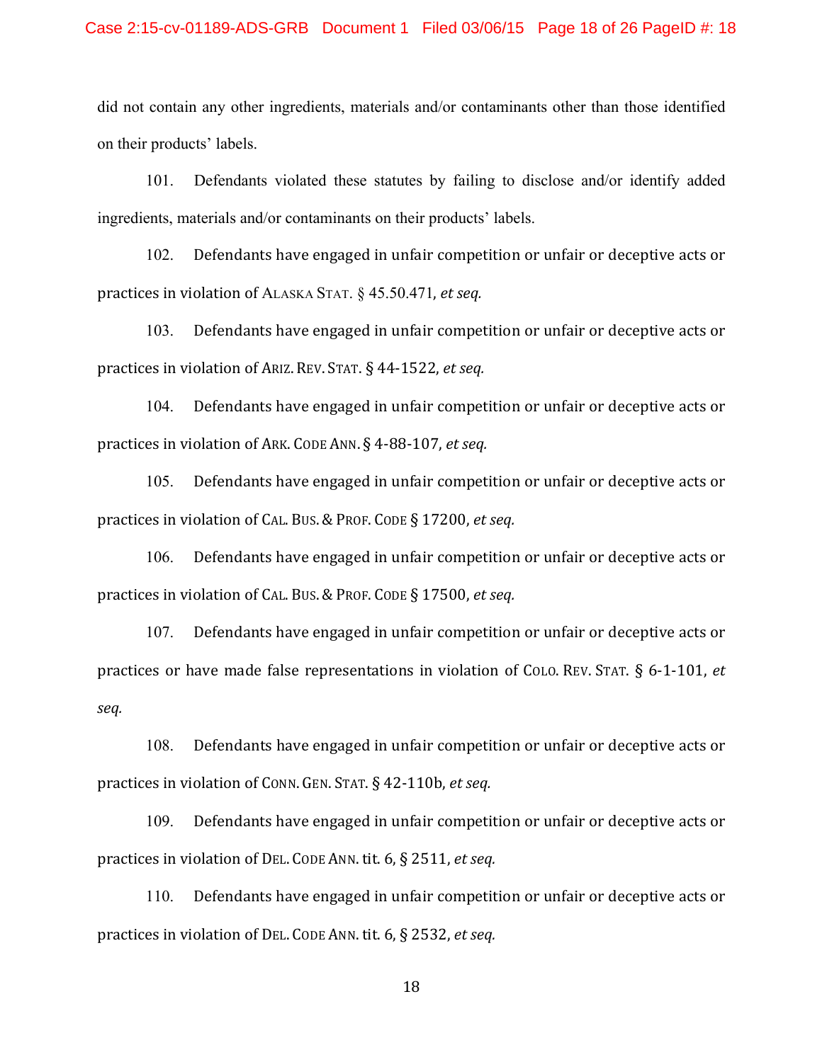did not contain any other ingredients, materials and/or contaminants other than those identified on their products' labels.

101. Defendants violated these statutes by failing to disclose and/or identify added ingredients, materials and/or contaminants on their products' labels.

102. Defendants have engaged in unfair competition or unfair or deceptive acts or practices in violation of ALASKA STAT. § 45.50.471, *et seq.*

103. Defendants have engaged in unfair competition or unfair or deceptive acts or practices in violation of ARIZ. REV. STAT. § 44-1522, *et seq.*

104. Defendants have engaged in unfair competition or unfair or deceptive acts or practices in violation of ARK. CODE ANN. § 4-88-107, *et seq.*

105. Defendants have engaged in unfair competition or unfair or deceptive acts or practices in violation of CAL. BUS. & PROF. CODE § 17200, *et seq.*

106. Defendants have engaged in unfair competition or unfair or deceptive acts or practices in violation of CAL. BUS. & PROF. CODE § 17500, *et seq.*

107. Defendants have engaged in unfair competition or unfair or deceptive acts or practices or have made false representations in violation of COLO. REV. STAT. § 6-1-101, *et seq.*

108. Defendants have engaged in unfair competition or unfair or deceptive acts or practices in violation of CONN. GEN. STAT. § 42-110b, *et seq.*

109. Defendants have engaged in unfair competition or unfair or deceptive acts or practices in violation of DEL. CODE ANN. tit. 6, § 2511, *et seq.*

110. Defendants have engaged in unfair competition or unfair or deceptive acts or practices in violation of DEL. CODE ANN. tit. 6, § 2532, *et seq.*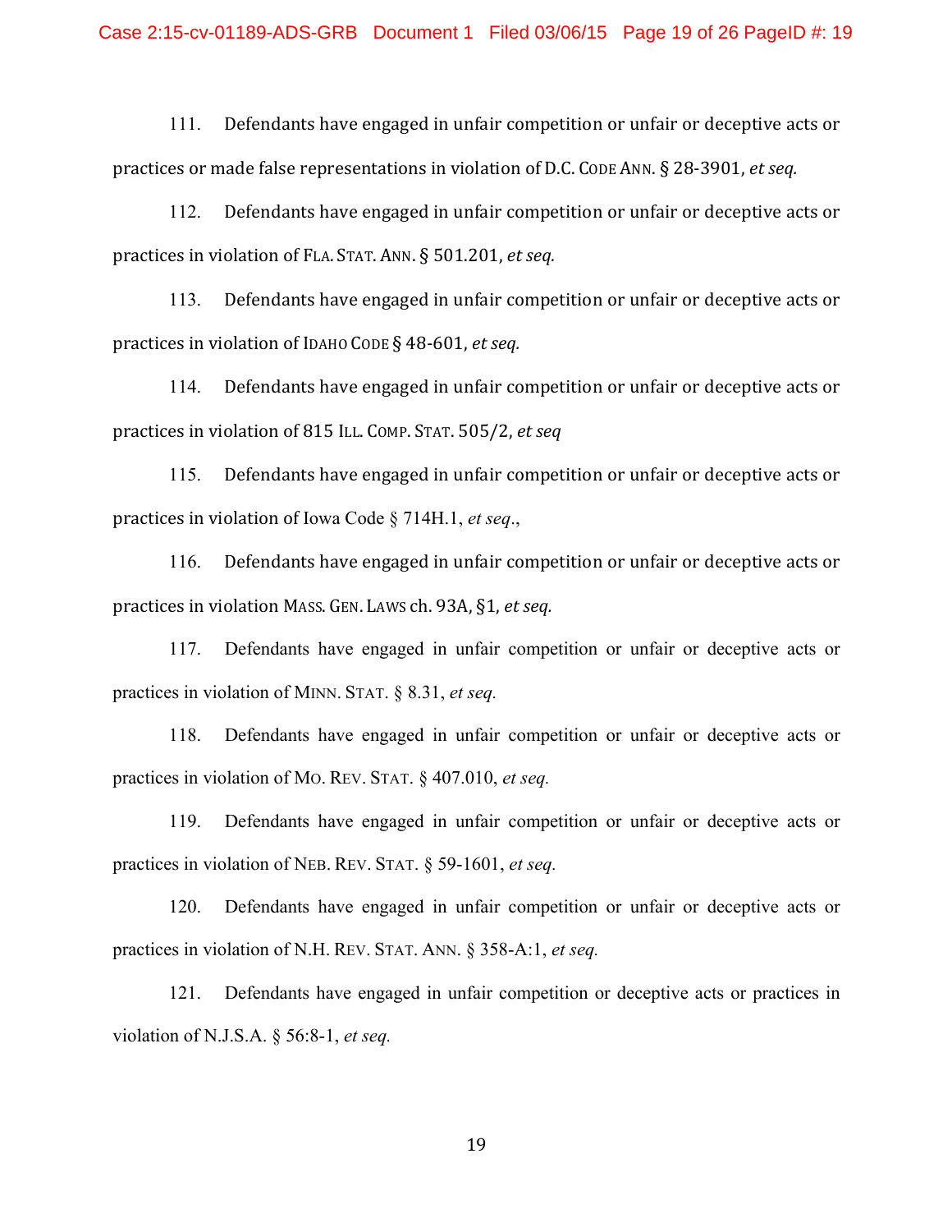111. Defendants have engaged in unfair competition or unfair or deceptive acts or practices or made false representations in violation of D.C. CODE ANN. § 28-3901, *et seq.*

112. Defendants have engaged in unfair competition or unfair or deceptive acts or practices in violation of FLA. STAT. ANN. § 501.201, *et seq.*

113. Defendants have engaged in unfair competition or unfair or deceptive acts or practices in violation of IDAHO CODE § 48-601, *et seq.*

114. Defendants have engaged in unfair competition or unfair or deceptive acts or practices in violation of 815 ILL. COMP. STAT. 505/2, *et seq*

115. Defendants have engaged in unfair competition or unfair or deceptive acts or practices in violation of Iowa Code § 714H.1, *et seq*.,

116. Defendants have engaged in unfair competition or unfair or deceptive acts or practices in violation MASS. GEN. LAWS ch. 93A, §1, *et seq.*

117. Defendants have engaged in unfair competition or unfair or deceptive acts or practices in violation of MINN. STAT. § 8.31, *et seq.*

118. Defendants have engaged in unfair competition or unfair or deceptive acts or practices in violation of MO. REV. STAT. § 407.010, *et seq.*

119. Defendants have engaged in unfair competition or unfair or deceptive acts or practices in violation of NEB. REV. STAT. § 59-1601, *et seq.*

120. Defendants have engaged in unfair competition or unfair or deceptive acts or practices in violation of N.H. REV. STAT. ANN. § 358-A:1, *et seq.*

121. Defendants have engaged in unfair competition or deceptive acts or practices in violation of N.J.S.A. § 56:8-1, *et seq.*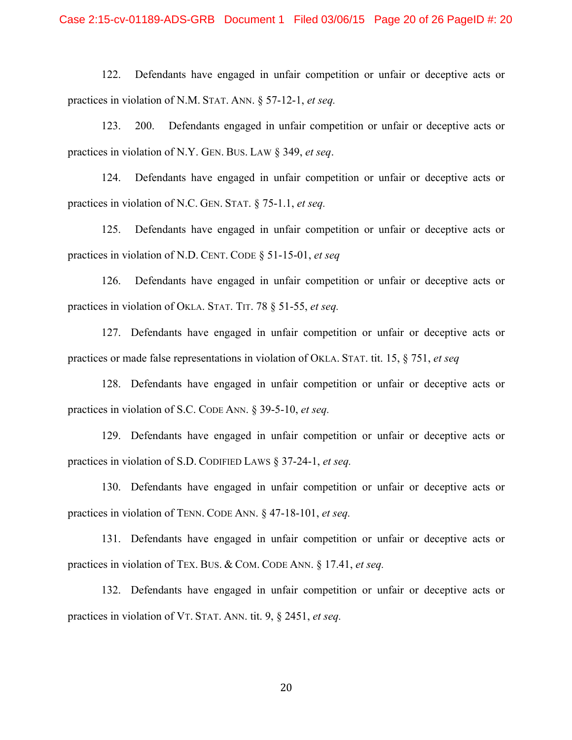122. Defendants have engaged in unfair competition or unfair or deceptive acts or practices in violation of N.M. STAT. ANN. § 57-12-1, *et seq.*

123. 200. Defendants engaged in unfair competition or unfair or deceptive acts or practices in violation of N.Y. GEN. BUS. LAW § 349, *et seq*.

124. Defendants have engaged in unfair competition or unfair or deceptive acts or practices in violation of N.C. GEN. STAT. § 75-1.1, *et seq.*

125. Defendants have engaged in unfair competition or unfair or deceptive acts or practices in violation of N.D. CENT. CODE § 51-15-01, *et seq*

126. Defendants have engaged in unfair competition or unfair or deceptive acts or practices in violation of OKLA. STAT. TIT. 78 § 51-55, *et seq.*

127. Defendants have engaged in unfair competition or unfair or deceptive acts or practices or made false representations in violation of OKLA. STAT. tit. 15, § 751, *et seq*

128. Defendants have engaged in unfair competition or unfair or deceptive acts or practices in violation of S.C. CODE ANN. § 39-5-10, *et seq.*

129. Defendants have engaged in unfair competition or unfair or deceptive acts or practices in violation of S.D. CODIFIED LAWS § 37-24-1, *et seq.*

130. Defendants have engaged in unfair competition or unfair or deceptive acts or practices in violation of TENN. CODE ANN. § 47-18-101, *et seq.*

131. Defendants have engaged in unfair competition or unfair or deceptive acts or practices in violation of TEX. BUS. & COM. CODE ANN. § 17.41, *et seq.*

132. Defendants have engaged in unfair competition or unfair or deceptive acts or practices in violation of VT. STAT. ANN. tit. 9, § 2451, *et seq.*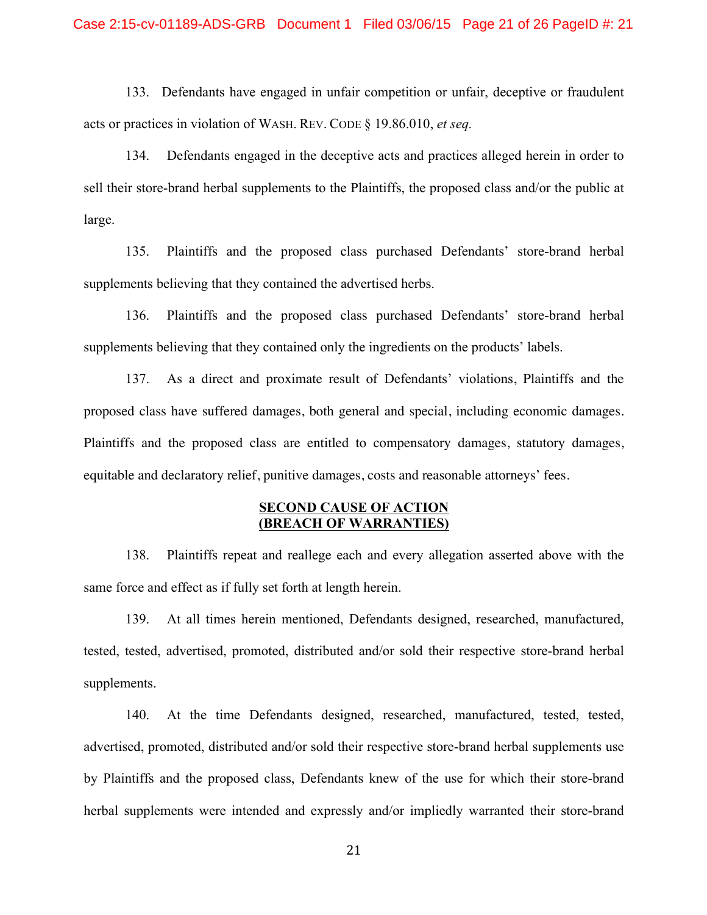133. Defendants have engaged in unfair competition or unfair, deceptive or fraudulent acts or practices in violation of WASH. REV. CODE § 19.86.010, *et seq.*

134. Defendants engaged in the deceptive acts and practices alleged herein in order to sell their store-brand herbal supplements to the Plaintiffs, the proposed class and/or the public at large.

135. Plaintiffs and the proposed class purchased Defendants' store-brand herbal supplements believing that they contained the advertised herbs.

136. Plaintiffs and the proposed class purchased Defendants' store-brand herbal supplements believing that they contained only the ingredients on the products' labels.

137. As a direct and proximate result of Defendants' violations, Plaintiffs and the proposed class have suffered damages, both general and special, including economic damages. Plaintiffs and the proposed class are entitled to compensatory damages, statutory damages, equitable and declaratory relief, punitive damages, costs and reasonable attorneys' fees.

**SECOND CAUSE OF ACTION**
**(BREACH OF WARRANTIES)**

138. Plaintiffs repeat and reallege each and every allegation asserted above with the same force and effect as if fully set forth at length herein.

139. At all times herein mentioned, Defendants designed, researched, manufactured, tested, tested, advertised, promoted, distributed and/or sold their respective store-brand herbal supplements.

140. At the time Defendants designed, researched, manufactured, tested, tested, advertised, promoted, distributed and/or sold their respective store-brand herbal supplements use by Plaintiffs and the proposed class, Defendants knew of the use for which their store-brand herbal supplements were intended and expressly and/or impliedly warranted their store-brand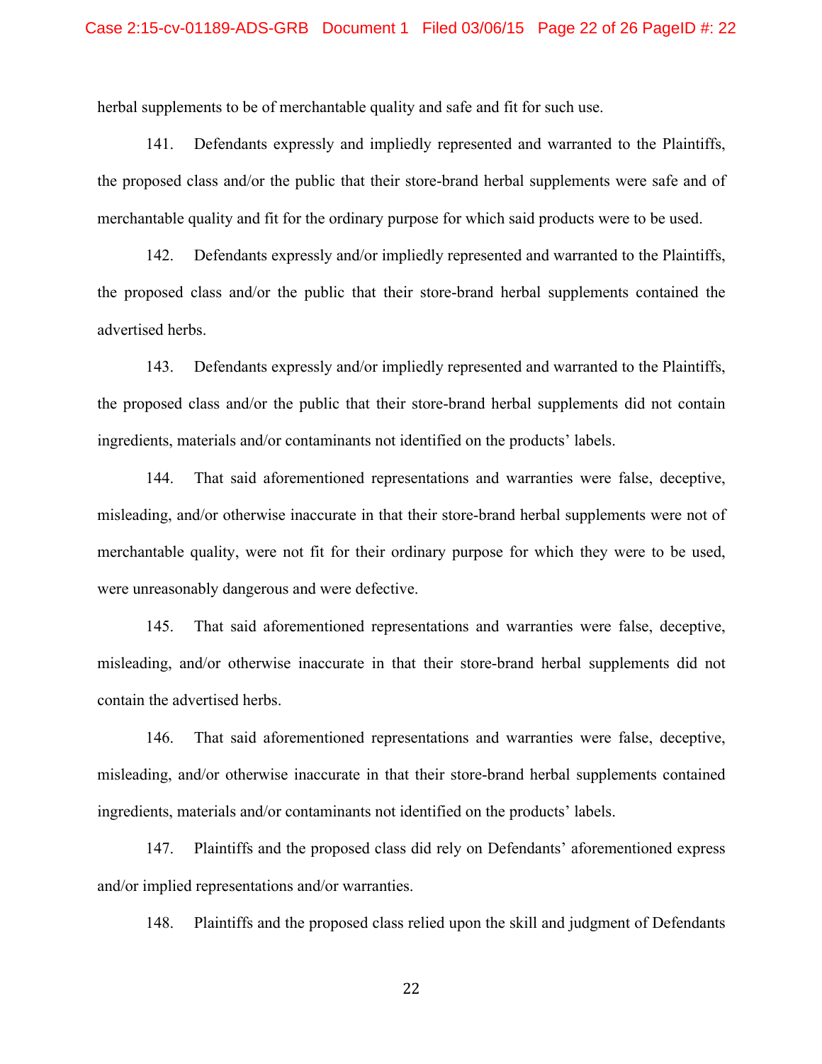herbal supplements to be of merchantable quality and safe and fit for such use.

141. Defendants expressly and impliedly represented and warranted to the Plaintiffs, the proposed class and/or the public that their store-brand herbal supplements were safe and of merchantable quality and fit for the ordinary purpose for which said products were to be used.

142. Defendants expressly and/or impliedly represented and warranted to the Plaintiffs, the proposed class and/or the public that their store-brand herbal supplements contained the advertised herbs.

143. Defendants expressly and/or impliedly represented and warranted to the Plaintiffs, the proposed class and/or the public that their store-brand herbal supplements did not contain ingredients, materials and/or contaminants not identified on the products' labels.

144. That said aforementioned representations and warranties were false, deceptive, misleading, and/or otherwise inaccurate in that their store-brand herbal supplements were not of merchantable quality, were not fit for their ordinary purpose for which they were to be used, were unreasonably dangerous and were defective.

145. That said aforementioned representations and warranties were false, deceptive, misleading, and/or otherwise inaccurate in that their store-brand herbal supplements did not contain the advertised herbs.

146. That said aforementioned representations and warranties were false, deceptive, misleading, and/or otherwise inaccurate in that their store-brand herbal supplements contained ingredients, materials and/or contaminants not identified on the products' labels.

147. Plaintiffs and the proposed class did rely on Defendants' aforementioned express and/or implied representations and/or warranties.

148. Plaintiffs and the proposed class relied upon the skill and judgment of Defendants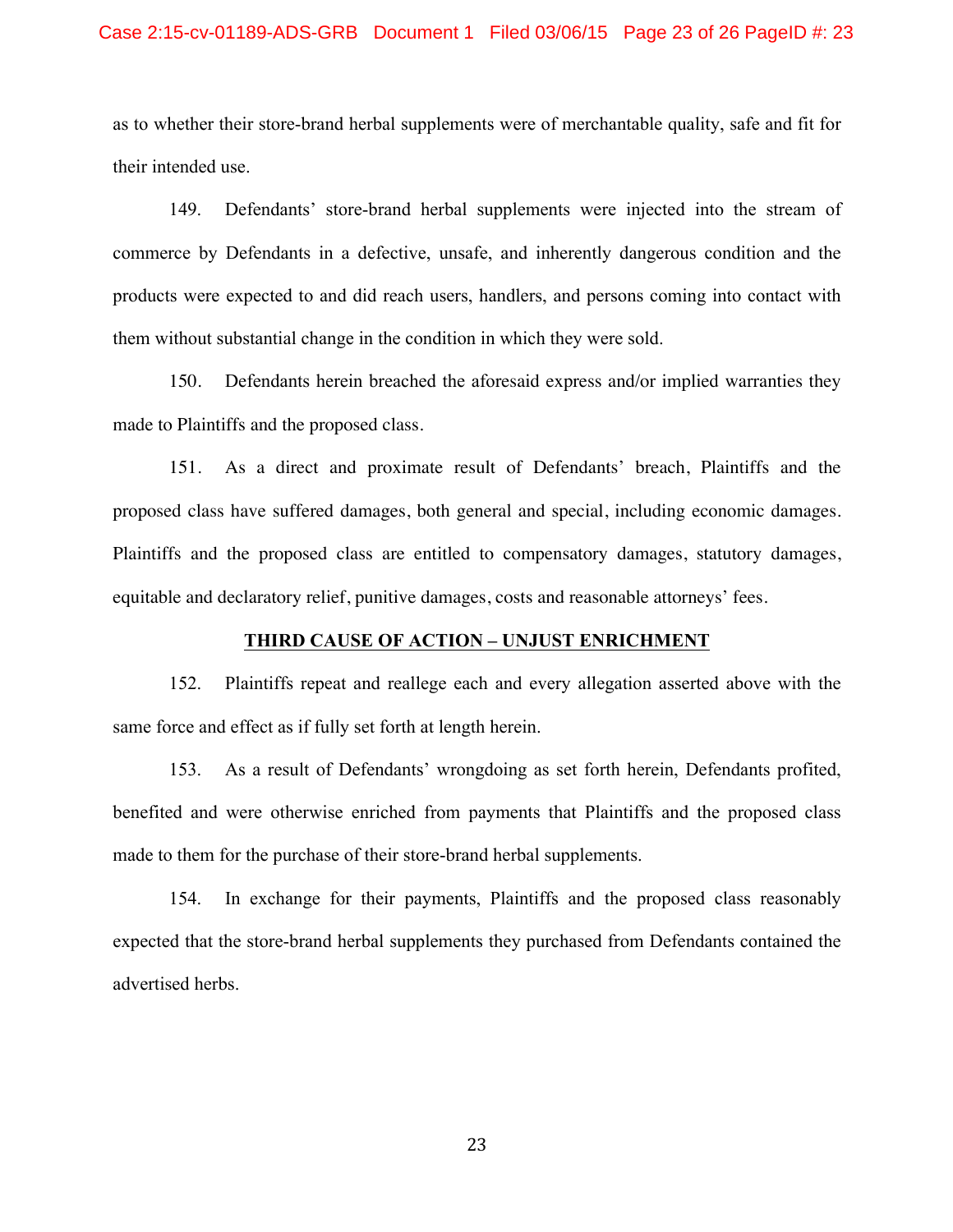as to whether their store-brand herbal supplements were of merchantable quality, safe and fit for their intended use.

149. Defendants' store-brand herbal supplements were injected into the stream of commerce by Defendants in a defective, unsafe, and inherently dangerous condition and the products were expected to and did reach users, handlers, and persons coming into contact with them without substantial change in the condition in which they were sold.

150. Defendants herein breached the aforesaid express and/or implied warranties they made to Plaintiffs and the proposed class.

151. As a direct and proximate result of Defendants' breach, Plaintiffs and the proposed class have suffered damages, both general and special, including economic damages. Plaintiffs and the proposed class are entitled to compensatory damages, statutory damages, equitable and declaratory relief, punitive damages, costs and reasonable attorneys' fees.

**THIRD CAUSE OF ACTION – UNJUST ENRICHMENT**

152. Plaintiffs repeat and reallege each and every allegation asserted above with the same force and effect as if fully set forth at length herein.

153. As a result of Defendants' wrongdoing as set forth herein, Defendants profited, benefited and were otherwise enriched from payments that Plaintiffs and the proposed class made to them for the purchase of their store-brand herbal supplements.

154. In exchange for their payments, Plaintiffs and the proposed class reasonably expected that the store-brand herbal supplements they purchased from Defendants contained the advertised herbs.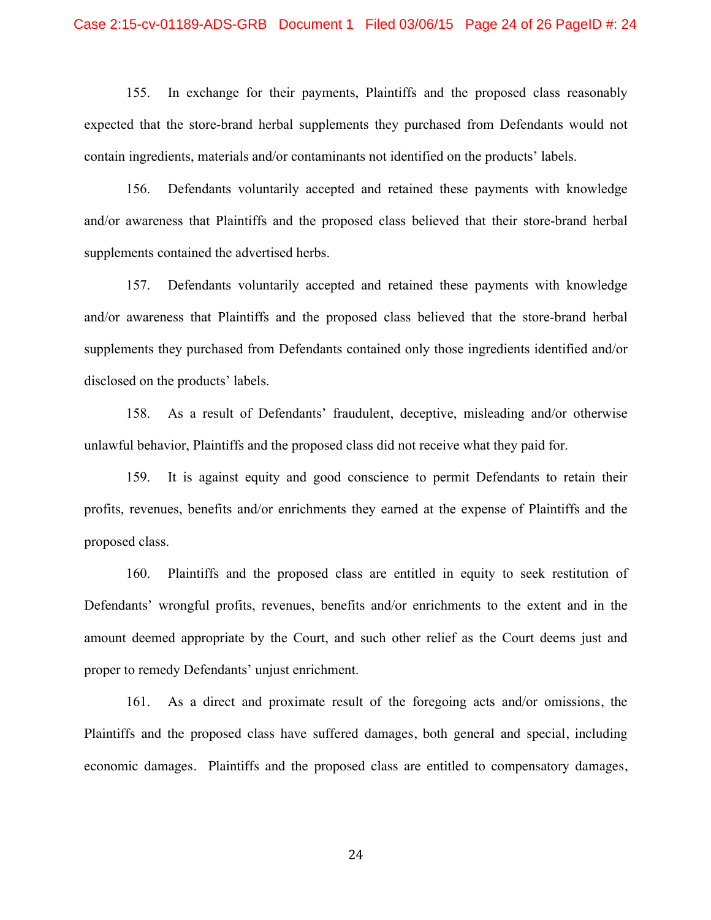155. In exchange for their payments, Plaintiffs and the proposed class reasonably expected that the store-brand herbal supplements they purchased from Defendants would not contain ingredients, materials and/or contaminants not identified on the products' labels.

156. Defendants voluntarily accepted and retained these payments with knowledge and/or awareness that Plaintiffs and the proposed class believed that their store-brand herbal supplements contained the advertised herbs.

157. Defendants voluntarily accepted and retained these payments with knowledge and/or awareness that Plaintiffs and the proposed class believed that the store-brand herbal supplements they purchased from Defendants contained only those ingredients identified and/or disclosed on the products' labels.

158. As a result of Defendants' fraudulent, deceptive, misleading and/or otherwise unlawful behavior, Plaintiffs and the proposed class did not receive what they paid for.

159. It is against equity and good conscience to permit Defendants to retain their profits, revenues, benefits and/or enrichments they earned at the expense of Plaintiffs and the proposed class.

160. Plaintiffs and the proposed class are entitled in equity to seek restitution of Defendants' wrongful profits, revenues, benefits and/or enrichments to the extent and in the amount deemed appropriate by the Court, and such other relief as the Court deems just and proper to remedy Defendants' unjust enrichment.

161. As a direct and proximate result of the foregoing acts and/or omissions, the Plaintiffs and the proposed class have suffered damages, both general and special, including economic damages. Plaintiffs and the proposed class are entitled to compensatory damages,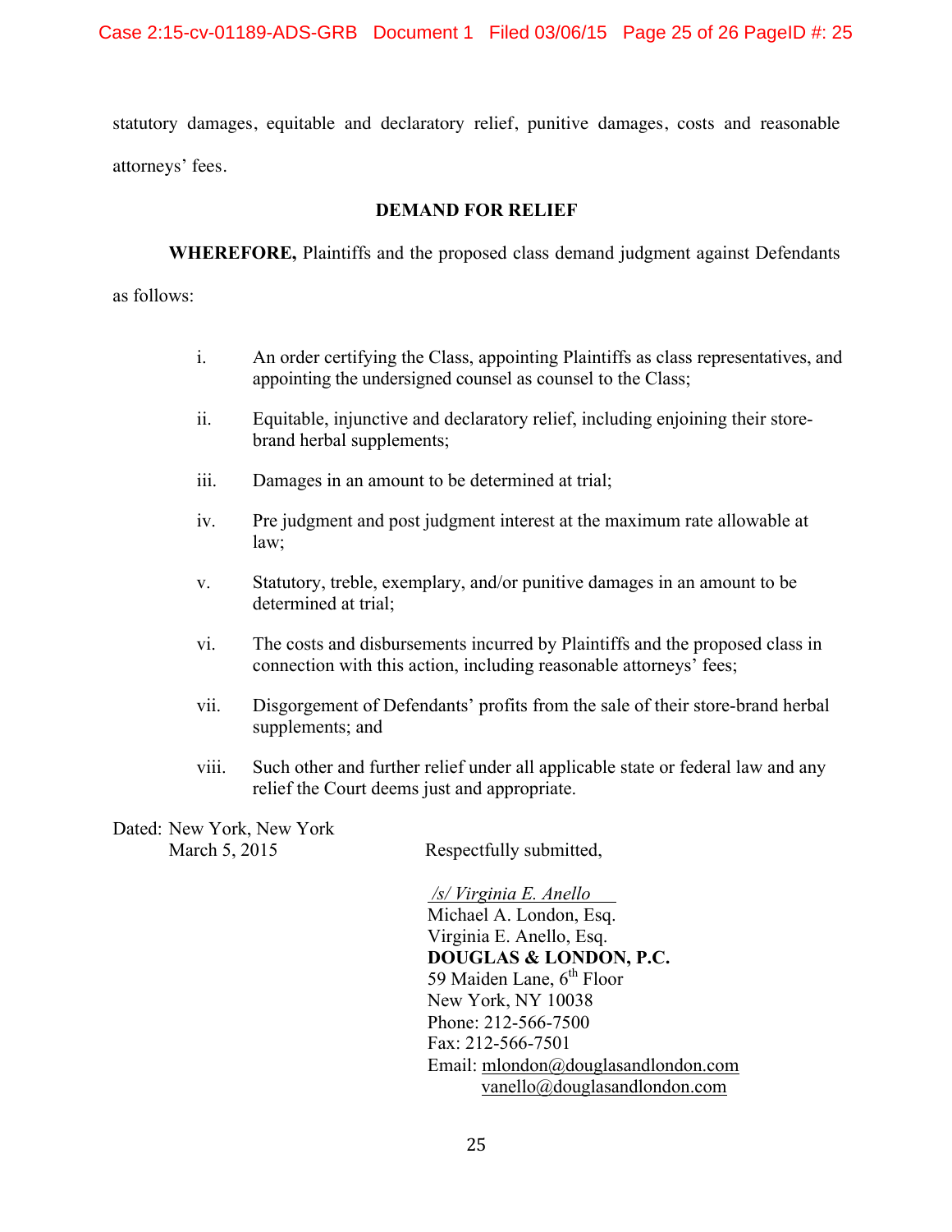statutory damages, equitable and declaratory relief, punitive damages, costs and reasonable attorneys' fees.

**DEMAND FOR RELIEF**

**WHEREFORE,** Plaintiffs and the proposed class demand judgment against Defendants as follows:

i. An order certifying the Class, appointing Plaintiffs as class representatives, and appointing the undersigned counsel as counsel to the Class;

ii. Equitable, injunctive and declaratory relief, including enjoining their store-brand herbal supplements;

iii. Damages in an amount to be determined at trial;

iv. Pre judgment and post judgment interest at the maximum rate allowable at law;

v. Statutory, treble, exemplary, and/or punitive damages in an amount to be determined at trial;

vi. The costs and disbursements incurred by Plaintiffs and the proposed class in connection with this action, including reasonable attorneys' fees;

vii. Disgorgement of Defendants' profits from the sale of their store-brand herbal supplements; and

viii. Such other and further relief under all applicable state or federal law and any relief the Court deems just and appropriate.

Dated: New York, New York
March 5, 2015

Respectfully submitted,

*/s/ Virginia E. Anello*
Michael A. London, Esq.
Virginia E. Anello, Esq.
**DOUGLAS & LONDON, P.C.**
59 Maiden Lane, 6th Floor
New York, NY 10038
Phone: 212-566-7500
Fax: 212-566-7501
Email: mlondon@douglasandlondon.com
vanello@douglasandlondon.com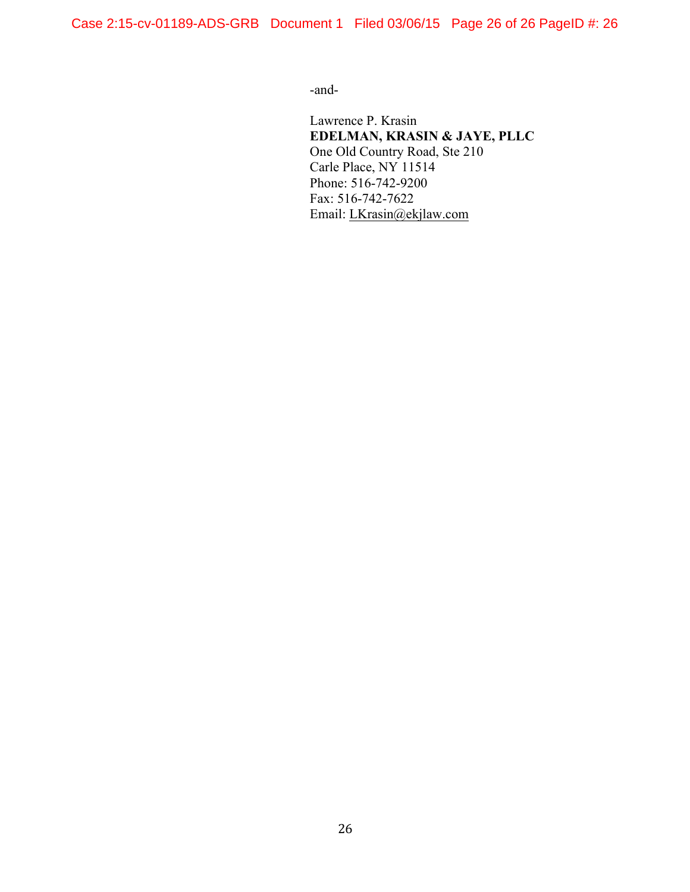-and-

Lawrence P. Krasin
**EDELMAN, KRASIN & JAYE, PLLC**
One Old Country Road, Ste 210
Carle Place, NY 11514
Phone: 516-742-9200
Fax: 516-742-7622
Email: LKrasin@ekjlaw.com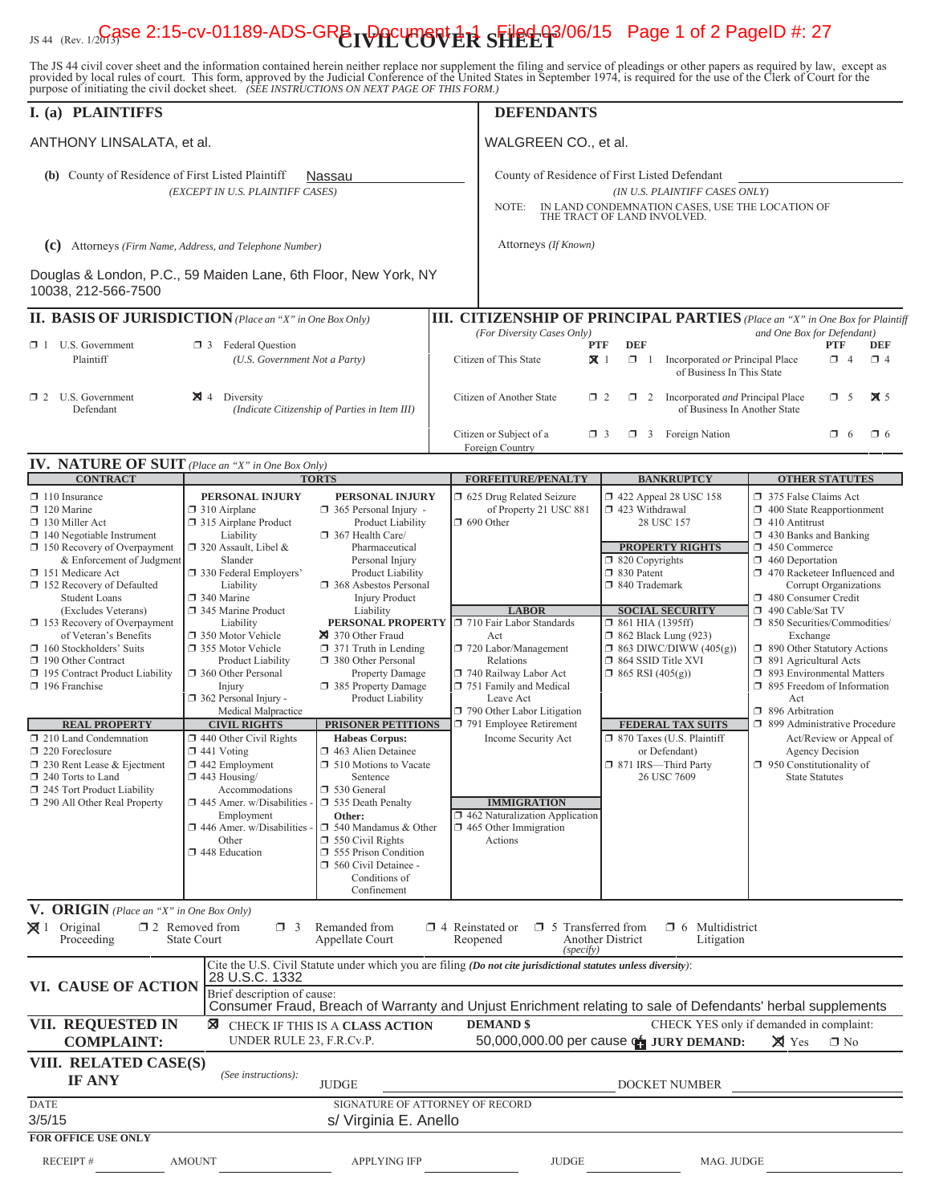JS 44 (Rev. 1/2013)

# CIVIL COVER SHEET

The JS 44 civil cover sheet and the information contained herein neither replace nor supplement the filing and service of pleadings or other papers as required by law, except as provided by local rules of court. This form, approved by the Judicial Conference of the United States in September 1974, is required for the use of the Clerk of Court for the purpose of initiating the civil docket sheet. *(SEE INSTRUCTIONS ON NEXT PAGE OF THIS FORM.)*

## I. (a) PLAINTIFFS

ANTHONY LINSALATA, et al.

**(b)** County of Residence of First Listed Plaintiff: Nassau
*(EXCEPT IN U.S. PLAINTIFF CASES)*

**(c)** Attorneys *(Firm Name, Address, and Telephone Number)*

Douglas & London, P.C., 59 Maiden Lane, 6th Floor, New York, NY 10038, 212-566-7500

## DEFENDANTS

WALGREEN CO., et al.

County of Residence of First Listed Defendant:
*(IN U.S. PLAINTIFF CASES ONLY)*

NOTE: IN LAND CONDEMNATION CASES, USE THE LOCATION OF THE TRACT OF LAND INVOLVED.

Attorneys *(If Known)*

## II. BASIS OF JURISDICTION *(Place an "X" in One Box Only)*

- ☐ 1 U.S. Government Plaintiff
- ☐ 3 Federal Question (U.S. Government Not a Party)
- ☐ 2 U.S. Government Defendant
- ☒ 4 Diversity (Indicate Citizenship of Parties in Item III)

## III. CITIZENSHIP OF PRINCIPAL PARTIES *(Place an "X" in One Box for Plaintiff and One Box for Defendant)* *(For Diversity Cases Only)*

| | PTF | DEF | | PTF | DEF |
|---|---|---|---|---|---|
| Citizen of This State | ☒ 1 | ☐ 1 | Incorporated *or* Principal Place of Business In This State | ☐ 4 | ☐ 4 |
| Citizen of Another State | ☐ 2 | ☐ 2 | Incorporated *and* Principal Place of Business In Another State | ☐ 5 | ☒ 5 |
| Citizen or Subject of a Foreign Country | ☐ 3 | ☐ 3 | Foreign Nation | ☐ 6 | ☐ 6 |

## IV. NATURE OF SUIT *(Place an "X" in One Box Only)*

**CONTRACT**
- ☐ 110 Insurance
- ☐ 120 Marine
- ☐ 130 Miller Act
- ☐ 140 Negotiable Instrument
- ☐ 150 Recovery of Overpayment & Enforcement of Judgment
- ☐ 151 Medicare Act
- ☐ 152 Recovery of Defaulted Student Loans (Excludes Veterans)
- ☐ 153 Recovery of Overpayment of Veteran's Benefits
- ☐ 160 Stockholders' Suits
- ☐ 190 Other Contract
- ☐ 195 Contract Product Liability
- ☐ 196 Franchise

**REAL PROPERTY**
- ☐ 210 Land Condemnation
- ☐ 220 Foreclosure
- ☐ 230 Rent Lease & Ejectment
- ☐ 240 Torts to Land
- ☐ 245 Tort Product Liability
- ☐ 290 All Other Real Property

**TORTS**

PERSONAL INJURY
- ☐ 310 Airplane
- ☐ 315 Airplane Product Liability
- ☐ 320 Assault, Libel & Slander
- ☐ 330 Federal Employers' Liability
- ☐ 340 Marine
- ☐ 345 Marine Product Liability
- ☐ 350 Motor Vehicle
- ☐ 355 Motor Vehicle Product Liability
- ☐ 360 Other Personal Injury
- ☐ 362 Personal Injury - Medical Malpractice

PERSONAL INJURY
- ☐ 365 Personal Injury - Product Liability
- ☐ 367 Health Care/ Pharmaceutical Personal Injury Product Liability
- ☐ 368 Asbestos Personal Injury Product Liability

PERSONAL PROPERTY
- ☒ 370 Other Fraud
- ☐ 371 Truth in Lending
- ☐ 380 Other Personal Property Damage
- ☐ 385 Property Damage Product Liability

**CIVIL RIGHTS**
- ☐ 440 Other Civil Rights
- ☐ 441 Voting
- ☐ 442 Employment
- ☐ 443 Housing/ Accommodations
- ☐ 445 Amer. w/Disabilities - Employment
- ☐ 446 Amer. w/Disabilities - Other
- ☐ 448 Education

**PRISONER PETITIONS**

Habeas Corpus:
- ☐ 463 Alien Detainee
- ☐ 510 Motions to Vacate Sentence
- ☐ 530 General
- ☐ 535 Death Penalty

Other:
- ☐ 540 Mandamus & Other
- ☐ 550 Civil Rights
- ☐ 555 Prison Condition
- ☐ 560 Civil Detainee - Conditions of Confinement

**FORFEITURE/PENALTY**
- ☐ 625 Drug Related Seizure of Property 21 USC 881
- ☐ 690 Other

**LABOR**
- ☐ 710 Fair Labor Standards Act
- ☐ 720 Labor/Management Relations
- ☐ 740 Railway Labor Act
- ☐ 751 Family and Medical Leave Act
- ☐ 790 Other Labor Litigation
- ☐ 791 Employee Retirement Income Security Act

**IMMIGRATION**
- ☐ 462 Naturalization Application
- ☐ 465 Other Immigration Actions

**BANKRUPTCY**
- ☐ 422 Appeal 28 USC 158
- ☐ 423 Withdrawal 28 USC 157

**PROPERTY RIGHTS**
- ☐ 820 Copyrights
- ☐ 830 Patent
- ☐ 840 Trademark

**SOCIAL SECURITY**
- ☐ 861 HIA (1395ff)
- ☐ 862 Black Lung (923)
- ☐ 863 DIWC/DIWW (405(g))
- ☐ 864 SSID Title XVI
- ☐ 865 RSI (405(g))

**FEDERAL TAX SUITS**
- ☐ 870 Taxes (U.S. Plaintiff or Defendant)
- ☐ 871 IRS—Third Party 26 USC 7609

**OTHER STATUTES**
- ☐ 375 False Claims Act
- ☐ 400 State Reapportionment
- ☐ 410 Antitrust
- ☐ 430 Banks and Banking
- ☐ 450 Commerce
- ☐ 460 Deportation
- ☐ 470 Racketeer Influenced and Corrupt Organizations
- ☐ 480 Consumer Credit
- ☐ 490 Cable/Sat TV
- ☐ 850 Securities/Commodities/ Exchange
- ☐ 890 Other Statutory Actions
- ☐ 891 Agricultural Acts
- ☐ 893 Environmental Matters
- ☐ 895 Freedom of Information Act
- ☐ 896 Arbitration
- ☐ 899 Administrative Procedure Act/Review or Appeal of Agency Decision
- ☐ 950 Constitutionality of State Statutes

## V. ORIGIN *(Place an "X" in One Box Only)*

- ☒ 1 Original Proceeding
- ☐ 2 Removed from State Court
- ☐ 3 Remanded from Appellate Court
- ☐ 4 Reinstated or Reopened
- ☐ 5 Transferred from Another District *(specify)*
- ☐ 6 Multidistrict Litigation

## VI. CAUSE OF ACTION

Cite the U.S. Civil Statute under which you are filing *(Do not cite jurisdictional statutes unless diversity)*: 28 U.S.C. 1332

Brief description of cause: Consumer Fraud, Breach of Warranty and Unjust Enrichment relating to sale of Defendants' herbal supplements

## VII. REQUESTED IN COMPLAINT:

☒ CHECK IF THIS IS A CLASS ACTION UNDER RULE 23, F.R.Cv.P.

DEMAND $ 50,000,000.00 per cause of

CHECK YES only if demanded in complaint: JURY DEMAND: ☒ Yes ☐ No

## VIII. RELATED CASE(S) IF ANY

*(See instructions)*: JUDGE __________ DOCKET NUMBER __________

DATE: 3/5/15

SIGNATURE OF ATTORNEY OF RECORD: s/ Virginia E. Anello

**FOR OFFICE USE ONLY**

RECEIPT # __________ AMOUNT __________ APPLYING IFP __________ JUDGE __________ MAG. JUDGE __________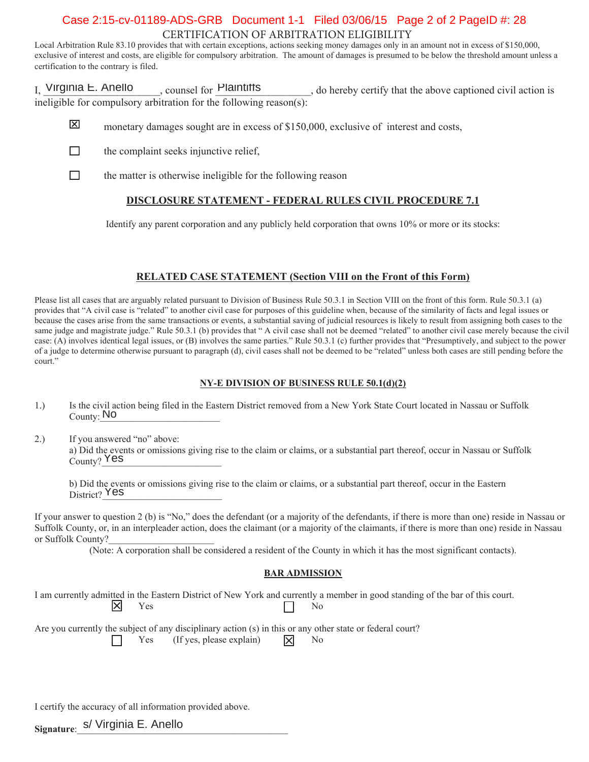CERTIFICATION OF ARBITRATION ELIGIBILITY

Local Arbitration Rule 83.10 provides that with certain exceptions, actions seeking money damages only in an amount not in excess of $150,000, exclusive of interest and costs, are eligible for compulsory arbitration. The amount of damages is presumed to be below the threshold amount unless a certification to the contrary is filed.

I, Virginia E. Anello, counsel for Plaintiffs, do hereby certify that the above captioned civil action is ineligible for compulsory arbitration for the following reason(s):

- ☒ monetary damages sought are in excess of $150,000, exclusive of interest and costs,
- ☐ the complaint seeks injunctive relief,
- ☐ the matter is otherwise ineligible for the following reason

## DISCLOSURE STATEMENT - FEDERAL RULES CIVIL PROCEDURE 7.1

Identify any parent corporation and any publicly held corporation that owns 10% or more or its stocks:

## RELATED CASE STATEMENT (Section VIII on the Front of this Form)

Please list all cases that are arguably related pursuant to Division of Business Rule 50.3.1 in Section VIII on the front of this form. Rule 50.3.1 (a) provides that "A civil case is "related" to another civil case for purposes of this guideline when, because of the similarity of facts and legal issues or because the cases arise from the same transactions or events, a substantial saving of judicial resources is likely to result from assigning both cases to the same judge and magistrate judge." Rule 50.3.1 (b) provides that " A civil case shall not be deemed "related" to another civil case merely because the civil case: (A) involves identical legal issues, or (B) involves the same parties." Rule 50.3.1 (c) further provides that "Presumptively, and subject to the power of a judge to determine otherwise pursuant to paragraph (d), civil cases shall not be deemed to be "related" unless both cases are still pending before the court."

## NY-E DIVISION OF BUSINESS RULE 50.1(d)(2)

1.) Is the civil action being filed in the Eastern District removed from a New York State Court located in Nassau or Suffolk County: No

2.) If you answered "no" above:
a) Did the events or omissions giving rise to the claim or claims, or a substantial part thereof, occur in Nassau or Suffolk County? Yes

b) Did the events or omissions giving rise to the claim or claims, or a substantial part thereof, occur in the Eastern District? Yes

If your answer to question 2 (b) is "No," does the defendant (or a majority of the defendants, if there is more than one) reside in Nassau or Suffolk County, or, in an interpleader action, does the claimant (or a majority of the claimants, if there is more than one) reside in Nassau or Suffolk County?\_\_\_\_\_\_\_\_\_\_\_\_\_\_\_\_\_\_\_\_\_\_

(Note: A corporation shall be considered a resident of the County in which it has the most significant contacts).

## BAR ADMISSION

I am currently admitted in the Eastern District of New York and currently a member in good standing of the bar of this court.

☒ Yes ☐ No

Are you currently the subject of any disciplinary action (s) in this or any other state or federal court?

☐ Yes (If yes, please explain) ☒ No

I certify the accuracy of all information provided above.

**Signature**: s/ Virginia E. Anello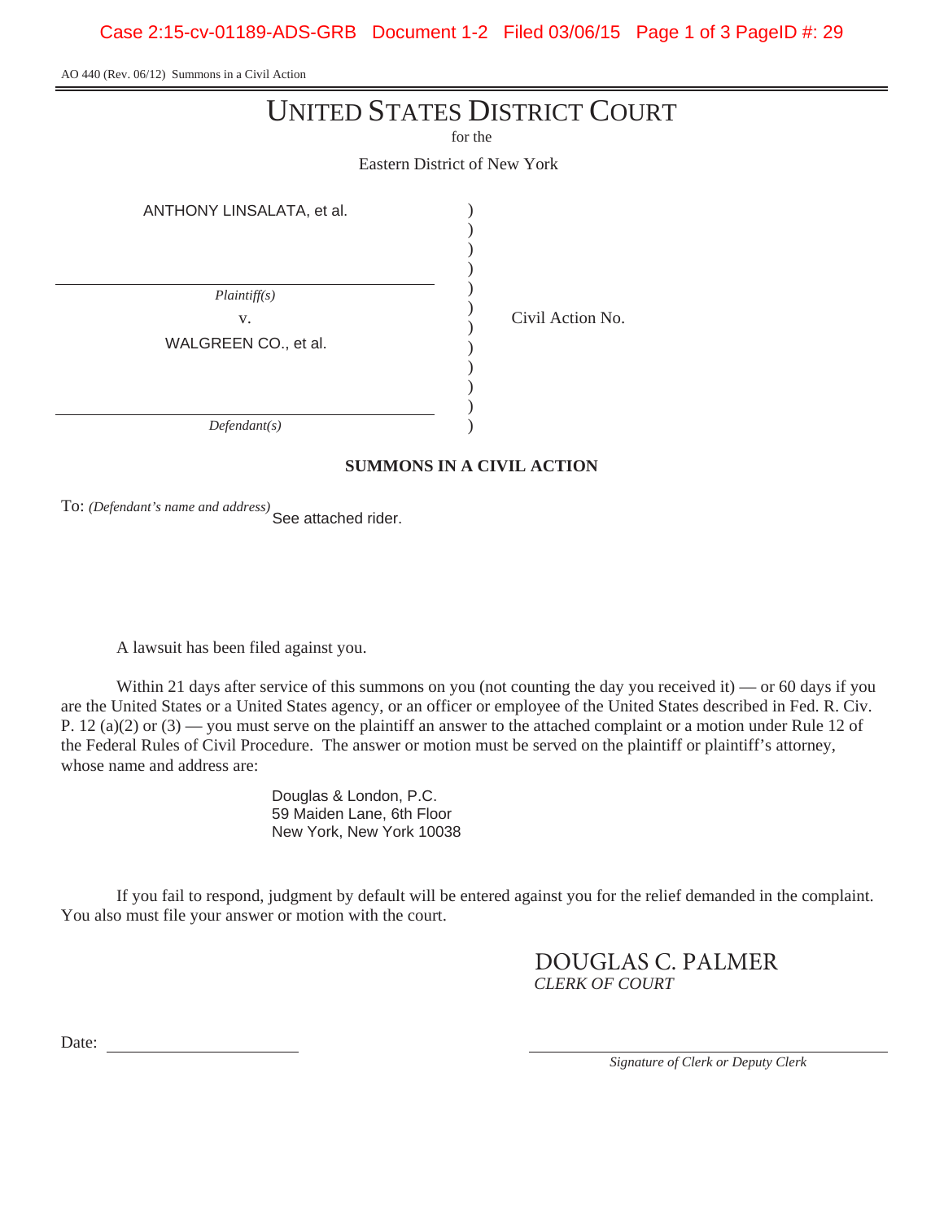AO 440 (Rev. 06/12) Summons in a Civil Action

# UNITED STATES DISTRICT COURT

for the

Eastern District of New York

| | | |
|---|---|---|
| ANTHONY LINSALATA, et al. | ) | |
| *Plaintiff(s)* | ) | |
| v. | ) | Civil Action No. |
| WALGREEN CO., et al. | ) | |
| *Defendant(s)* | ) | |

**SUMMONS IN A CIVIL ACTION**

To: *(Defendant's name and address)* See attached rider.

A lawsuit has been filed against you.

Within 21 days after service of this summons on you (not counting the day you received it) — or 60 days if you are the United States or a United States agency, or an officer or employee of the United States described in Fed. R. Civ. P. 12 (a)(2) or (3) — you must serve on the plaintiff an answer to the attached complaint or a motion under Rule 12 of the Federal Rules of Civil Procedure. The answer or motion must be served on the plaintiff or plaintiff's attorney, whose name and address are:

Douglas & London, P.C.
59 Maiden Lane, 6th Floor
New York, New York 10038

If you fail to respond, judgment by default will be entered against you for the relief demanded in the complaint. You also must file your answer or motion with the court.

DOUGLAS C. PALMER
*CLERK OF COURT*

Date: ____________________

____________________
*Signature of Clerk or Deputy Clerk*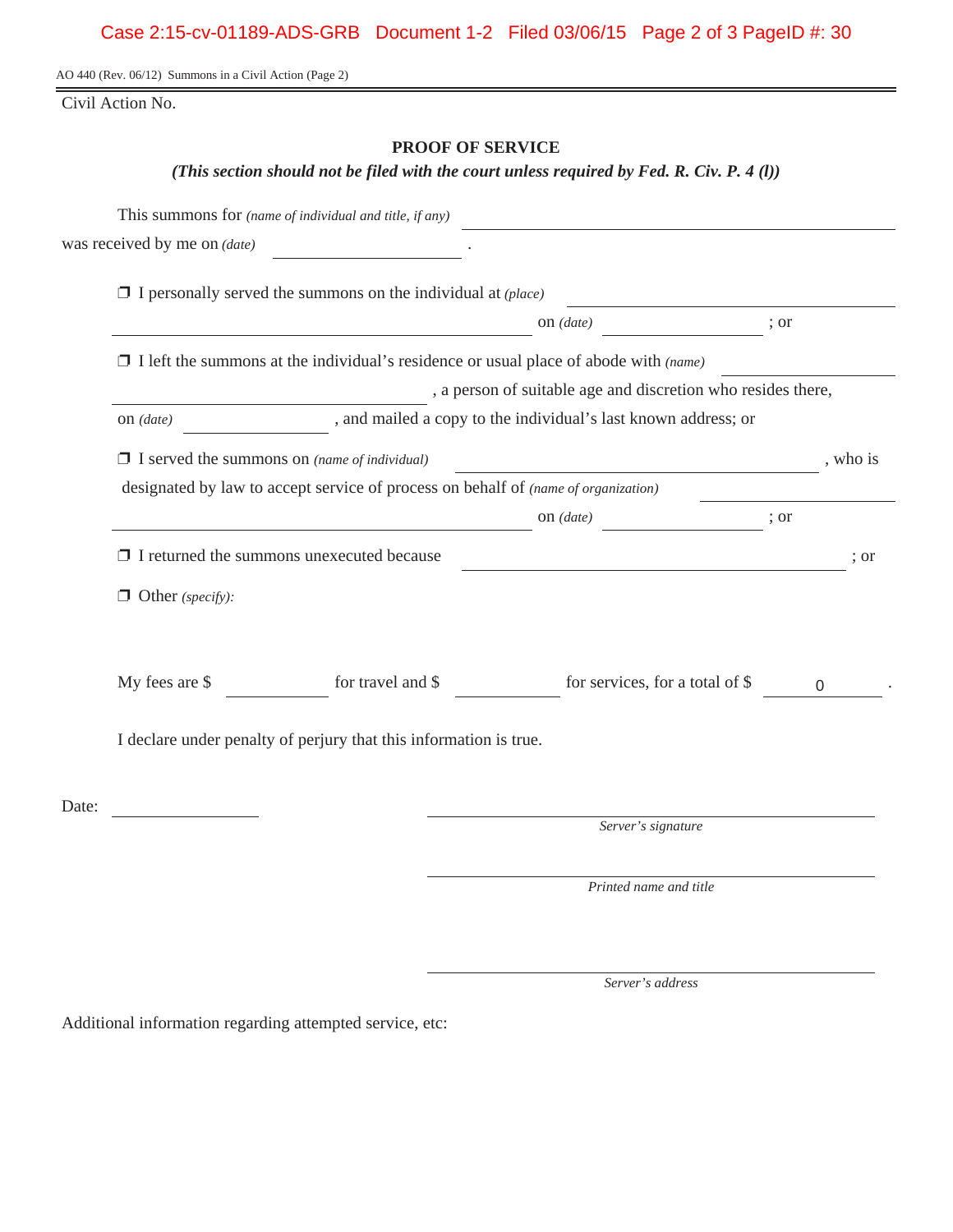AO 440 (Rev. 06/12) Summons in a Civil Action (Page 2)

Civil Action No.

## PROOF OF SERVICE

***(This section should not be filed with the court unless required by Fed. R. Civ. P. 4 (l))***

This summons for *(name of individual and title, if any)* \_\_\_\_\_\_\_\_\_\_\_\_\_\_\_\_\_\_\_\_
was received by me on *(date)* \_\_\_\_\_\_\_\_\_\_ .

❒ I personally served the summons on the individual at *(place)* \_\_\_\_\_\_\_\_\_\_\_\_\_\_\_\_\_\_\_\_
\_\_\_\_\_\_\_\_\_\_\_\_\_\_\_\_\_\_\_\_ on *(date)* \_\_\_\_\_\_\_\_\_\_ ; or

❒ I left the summons at the individual's residence or usual place of abode with *(name)* \_\_\_\_\_\_\_\_\_\_
\_\_\_\_\_\_\_\_\_\_\_\_\_\_\_\_\_\_\_\_ , a person of suitable age and discretion who resides there,
on *(date)* \_\_\_\_\_\_\_\_\_\_ , and mailed a copy to the individual's last known address; or

❒ I served the summons on *(name of individual)* \_\_\_\_\_\_\_\_\_\_\_\_\_\_\_\_\_\_\_\_ , who is
designated by law to accept service of process on behalf of *(name of organization)* \_\_\_\_\_\_\_\_\_\_
\_\_\_\_\_\_\_\_\_\_\_\_\_\_\_\_\_\_\_\_ on *(date)* \_\_\_\_\_\_\_\_\_\_ ; or

❒ I returned the summons unexecuted because \_\_\_\_\_\_\_\_\_\_\_\_\_\_\_\_\_\_\_\_ ; or

❒ Other *(specify)*:

My fees are $ \_\_\_\_\_\_\_\_\_\_ for travel and $ \_\_\_\_\_\_\_\_\_\_ for services, for a total of $ 0 .

I declare under penalty of perjury that this information is true.

Date: \_\_\_\_\_\_\_\_\_\_

\_\_\_\_\_\_\_\_\_\_\_\_\_\_\_\_\_\_\_\_
*Server's signature*

\_\_\_\_\_\_\_\_\_\_\_\_\_\_\_\_\_\_\_\_
*Printed name and title*

\_\_\_\_\_\_\_\_\_\_\_\_\_\_\_\_\_\_\_\_
*Server's address*

Additional information regarding attempted service, etc: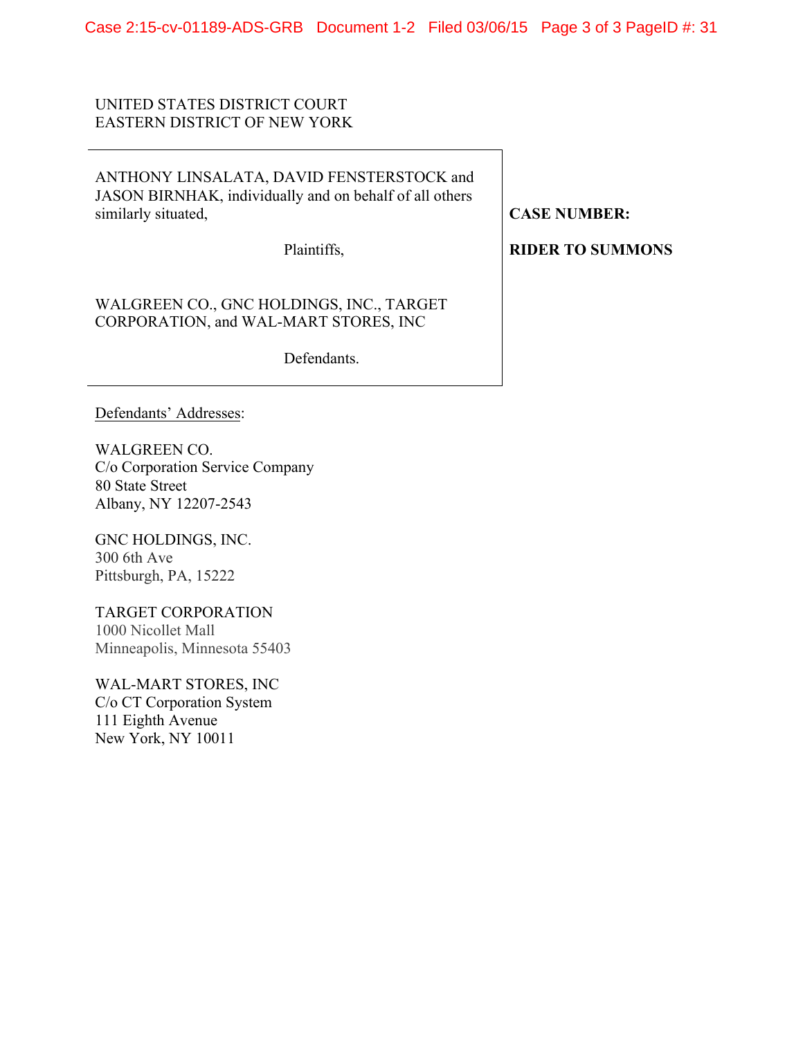UNITED STATES DISTRICT COURT
EASTERN DISTRICT OF NEW YORK

| | |
|---|---|
| ANTHONY LINSALATA, DAVID FENSTERSTOCK and JASON BIRNHAK, individually and on behalf of all others similarly situated,<br><br>Plaintiffs,<br><br>WALGREEN CO., GNC HOLDINGS, INC., TARGET CORPORATION, and WAL-MART STORES, INC<br><br>Defendants. | **CASE NUMBER:**<br><br>**RIDER TO SUMMONS** |

Defendants' Addresses:

WALGREEN CO.
C/o Corporation Service Company
80 State Street
Albany, NY 12207-2543

GNC HOLDINGS, INC.
300 6th Ave
Pittsburgh, PA, 15222

TARGET CORPORATION
1000 Nicollet Mall
Minneapolis, Minnesota 55403

WAL-MART STORES, INC
C/o CT Corporation System
111 Eighth Avenue
New York, NY 10011